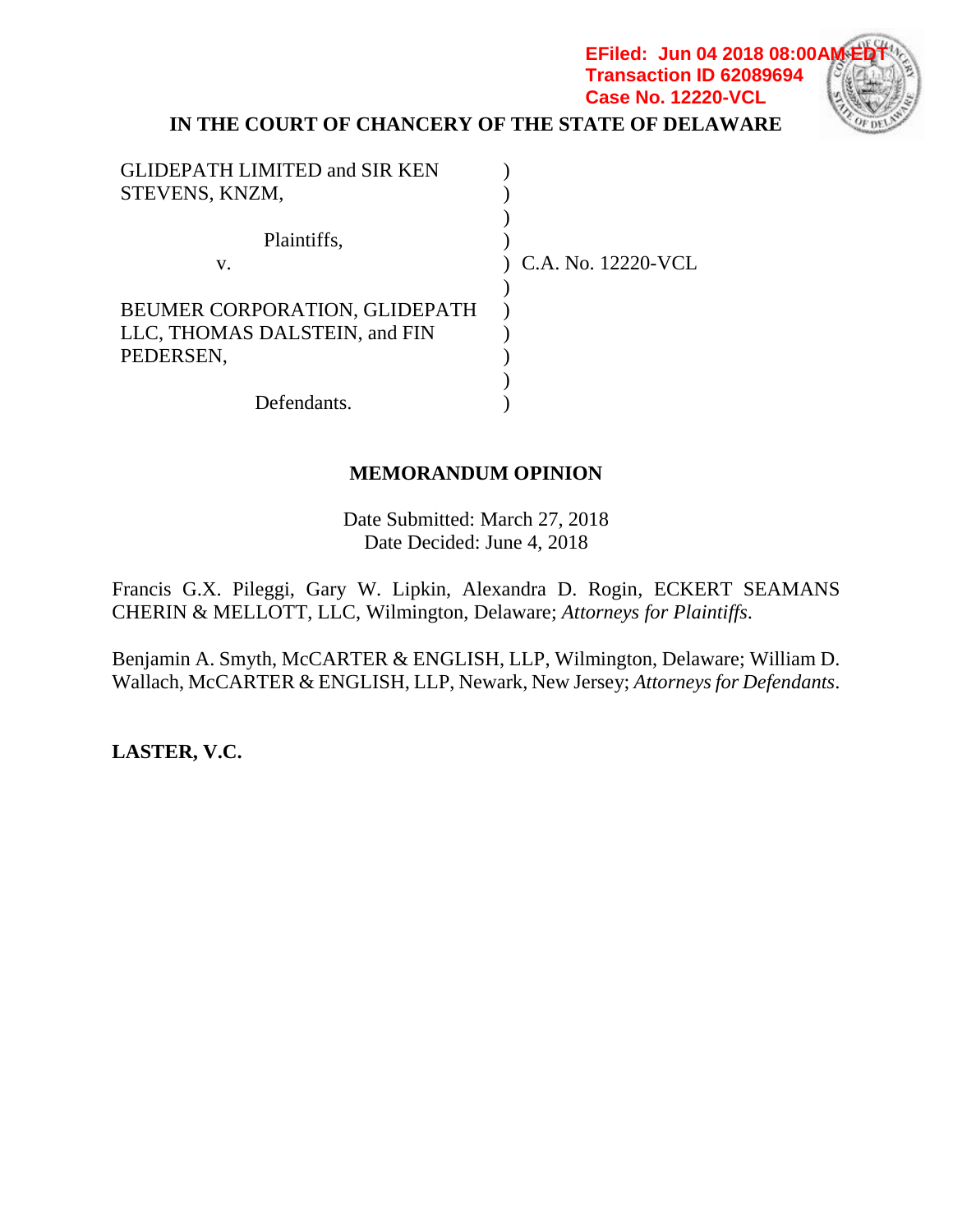EFiled: Jun 04 2018 08:00AM EDT
Transaction ID 62089694
Case No. 12220-VCL

**IN THE COURT OF CHANCERY OF THE STATE OF DELAWARE**

| | | |
|---|---|---|
| GLIDEPATH LIMITED and SIR KEN STEVENS, KNZM, | ) | |
| | ) | |
| Plaintiffs, | ) | |
| v. | ) | C.A. No. 12220-VCL |
| | ) | |
| BEUMER CORPORATION, GLIDEPATH LLC, THOMAS DALSTEIN, and FIN PEDERSEN, | ) | |
| | ) | |
| Defendants. | ) | |

**MEMORANDUM OPINION**

Date Submitted: March 27, 2018
Date Decided: June 4, 2018

Francis G.X. Pileggi, Gary W. Lipkin, Alexandra D. Rogin, ECKERT SEAMANS CHERIN & MELLOTT, LLC, Wilmington, Delaware; *Attorneys for Plaintiffs*.

Benjamin A. Smyth, McCARTER & ENGLISH, LLP, Wilmington, Delaware; William D. Wallach, McCARTER & ENGLISH, LLP, Newark, New Jersey; *Attorneys for Defendants*.

**LASTER, V.C.**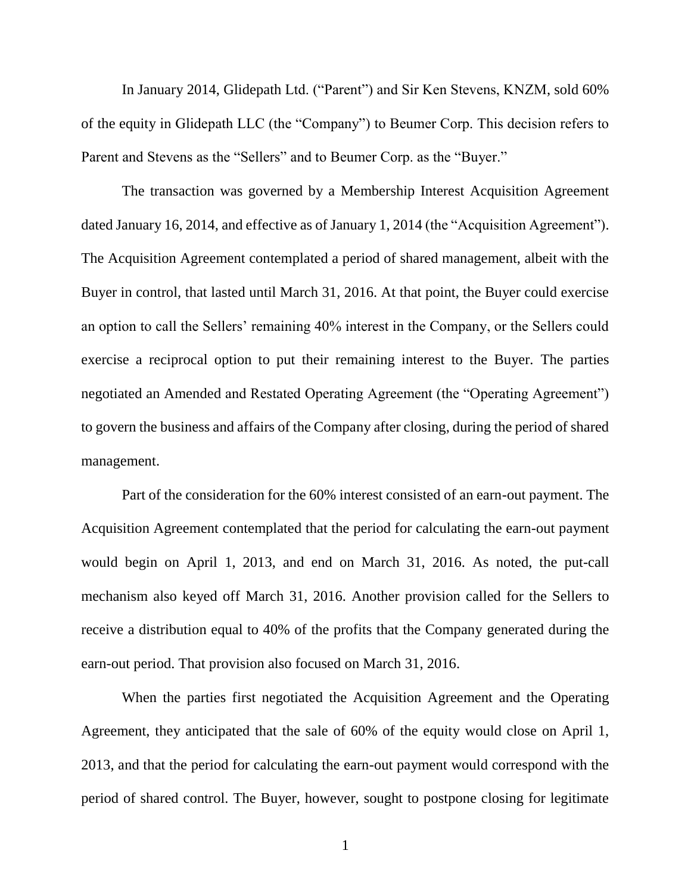In January 2014, Glidepath Ltd. ("Parent") and Sir Ken Stevens, KNZM, sold 60% of the equity in Glidepath LLC (the "Company") to Beumer Corp. This decision refers to Parent and Stevens as the "Sellers" and to Beumer Corp. as the "Buyer."

The transaction was governed by a Membership Interest Acquisition Agreement dated January 16, 2014, and effective as of January 1, 2014 (the "Acquisition Agreement"). The Acquisition Agreement contemplated a period of shared management, albeit with the Buyer in control, that lasted until March 31, 2016. At that point, the Buyer could exercise an option to call the Sellers' remaining 40% interest in the Company, or the Sellers could exercise a reciprocal option to put their remaining interest to the Buyer. The parties negotiated an Amended and Restated Operating Agreement (the "Operating Agreement") to govern the business and affairs of the Company after closing, during the period of shared management.

Part of the consideration for the 60% interest consisted of an earn-out payment. The Acquisition Agreement contemplated that the period for calculating the earn-out payment would begin on April 1, 2013, and end on March 31, 2016. As noted, the put-call mechanism also keyed off March 31, 2016. Another provision called for the Sellers to receive a distribution equal to 40% of the profits that the Company generated during the earn-out period. That provision also focused on March 31, 2016.

When the parties first negotiated the Acquisition Agreement and the Operating Agreement, they anticipated that the sale of 60% of the equity would close on April 1, 2013, and that the period for calculating the earn-out payment would correspond with the period of shared control. The Buyer, however, sought to postpone closing for legitimate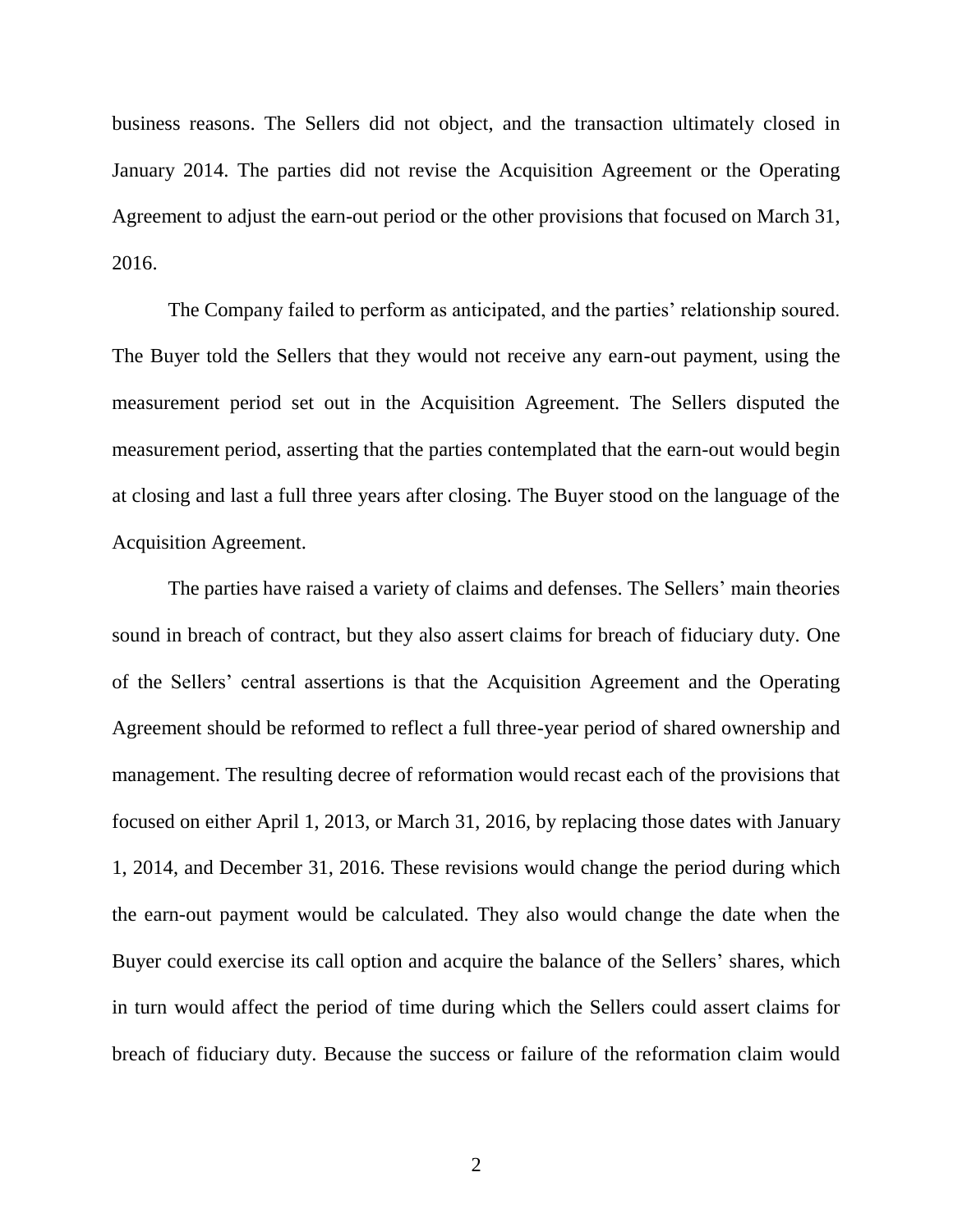business reasons. The Sellers did not object, and the transaction ultimately closed in January 2014. The parties did not revise the Acquisition Agreement or the Operating Agreement to adjust the earn-out period or the other provisions that focused on March 31, 2016.

The Company failed to perform as anticipated, and the parties' relationship soured. The Buyer told the Sellers that they would not receive any earn-out payment, using the measurement period set out in the Acquisition Agreement. The Sellers disputed the measurement period, asserting that the parties contemplated that the earn-out would begin at closing and last a full three years after closing. The Buyer stood on the language of the Acquisition Agreement.

The parties have raised a variety of claims and defenses. The Sellers' main theories sound in breach of contract, but they also assert claims for breach of fiduciary duty. One of the Sellers' central assertions is that the Acquisition Agreement and the Operating Agreement should be reformed to reflect a full three-year period of shared ownership and management. The resulting decree of reformation would recast each of the provisions that focused on either April 1, 2013, or March 31, 2016, by replacing those dates with January 1, 2014, and December 31, 2016. These revisions would change the period during which the earn-out payment would be calculated. They also would change the date when the Buyer could exercise its call option and acquire the balance of the Sellers' shares, which in turn would affect the period of time during which the Sellers could assert claims for breach of fiduciary duty. Because the success or failure of the reformation claim would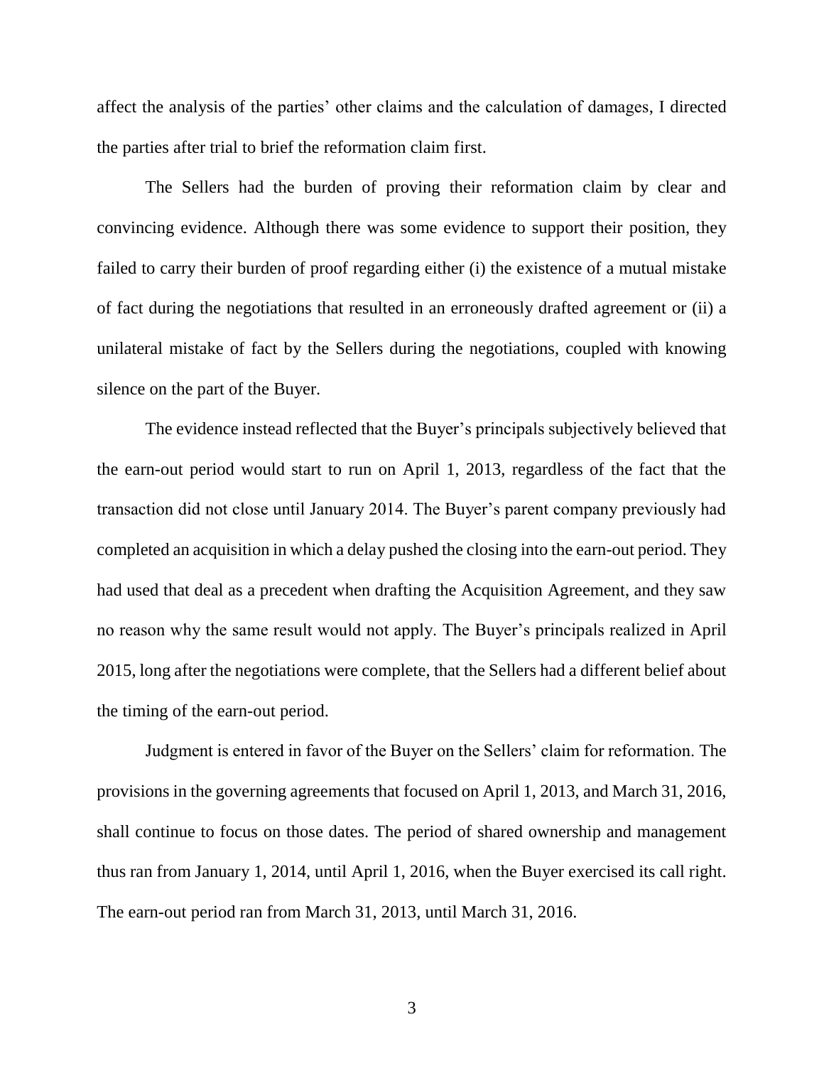affect the analysis of the parties' other claims and the calculation of damages, I directed the parties after trial to brief the reformation claim first.

The Sellers had the burden of proving their reformation claim by clear and convincing evidence. Although there was some evidence to support their position, they failed to carry their burden of proof regarding either (i) the existence of a mutual mistake of fact during the negotiations that resulted in an erroneously drafted agreement or (ii) a unilateral mistake of fact by the Sellers during the negotiations, coupled with knowing silence on the part of the Buyer.

The evidence instead reflected that the Buyer's principals subjectively believed that the earn-out period would start to run on April 1, 2013, regardless of the fact that the transaction did not close until January 2014. The Buyer's parent company previously had completed an acquisition in which a delay pushed the closing into the earn-out period. They had used that deal as a precedent when drafting the Acquisition Agreement, and they saw no reason why the same result would not apply. The Buyer's principals realized in April 2015, long after the negotiations were complete, that the Sellers had a different belief about the timing of the earn-out period.

Judgment is entered in favor of the Buyer on the Sellers' claim for reformation. The provisions in the governing agreements that focused on April 1, 2013, and March 31, 2016, shall continue to focus on those dates. The period of shared ownership and management thus ran from January 1, 2014, until April 1, 2016, when the Buyer exercised its call right. The earn-out period ran from March 31, 2013, until March 31, 2016.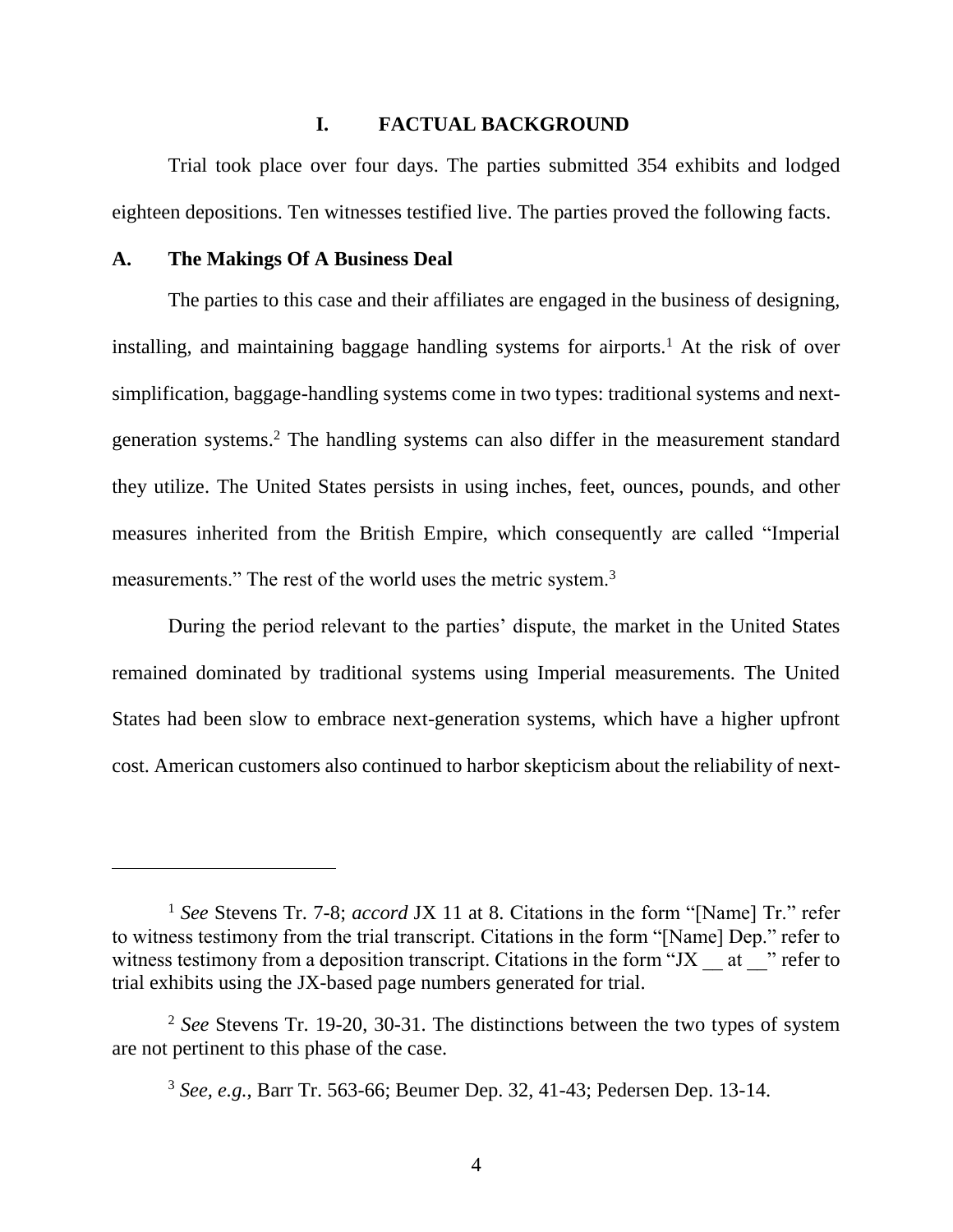## I. FACTUAL BACKGROUND

Trial took place over four days. The parties submitted 354 exhibits and lodged eighteen depositions. Ten witnesses testified live. The parties proved the following facts.

### A. The Makings Of A Business Deal

The parties to this case and their affiliates are engaged in the business of designing, installing, and maintaining baggage handling systems for airports.[1] At the risk of over simplification, baggage-handling systems come in two types: traditional systems and next-generation systems.[2] The handling systems can also differ in the measurement standard they utilize. The United States persists in using inches, feet, ounces, pounds, and other measures inherited from the British Empire, which consequently are called "Imperial measurements." The rest of the world uses the metric system.[3]

During the period relevant to the parties' dispute, the market in the United States remained dominated by traditional systems using Imperial measurements. The United States had been slow to embrace next-generation systems, which have a higher upfront cost. American customers also continued to harbor skepticism about the reliability of next-

---

[1] *See* Stevens Tr. 7-8; *accord* JX 11 at 8. Citations in the form "[Name] Tr." refer to witness testimony from the trial transcript. Citations in the form "[Name] Dep." refer to witness testimony from a deposition transcript. Citations in the form "JX __ at __" refer to trial exhibits using the JX-based page numbers generated for trial.

[2] *See* Stevens Tr. 19-20, 30-31. The distinctions between the two types of system are not pertinent to this phase of the case.

[3] *See, e.g.*, Barr Tr. 563-66; Beumer Dep. 32, 41-43; Pedersen Dep. 13-14.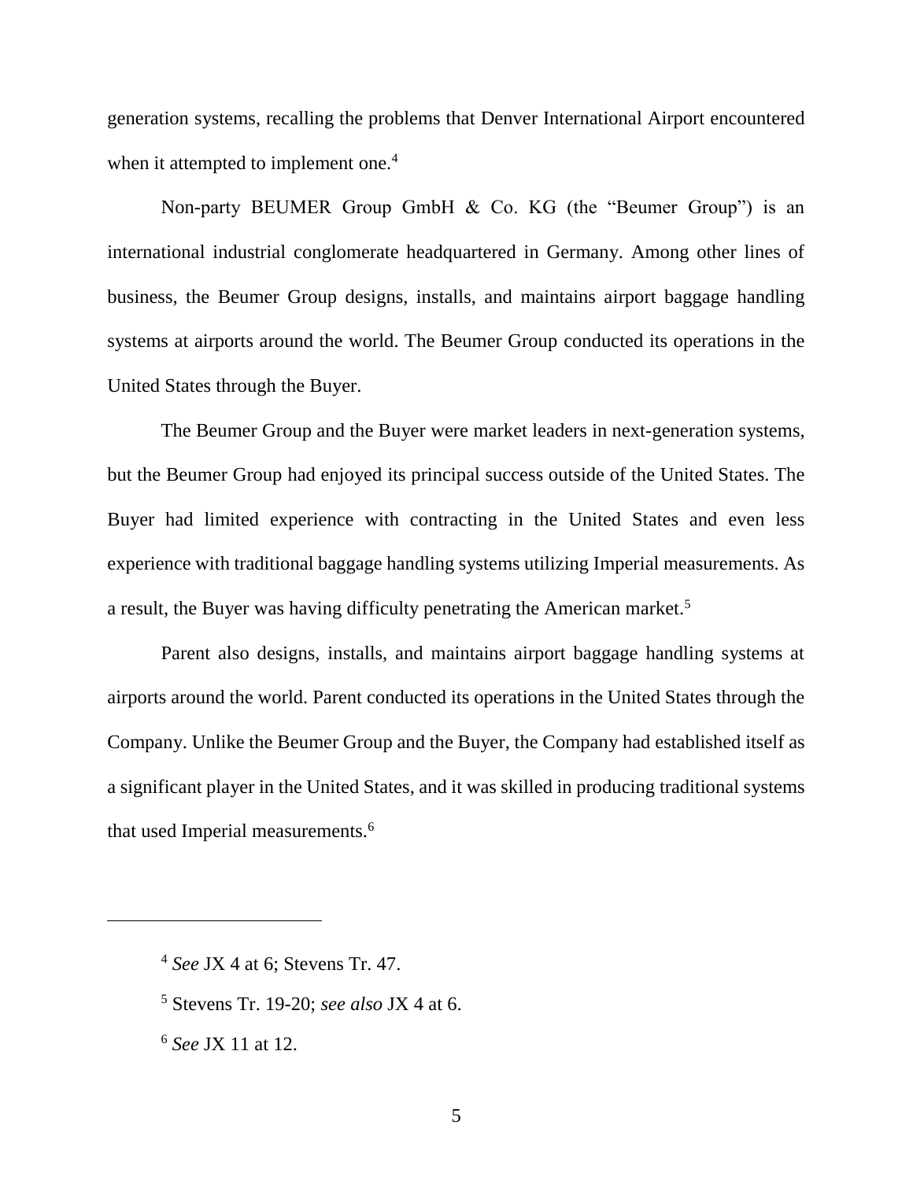generation systems, recalling the problems that Denver International Airport encountered when it attempted to implement one.[4]

Non-party BEUMER Group GmbH & Co. KG (the "Beumer Group") is an international industrial conglomerate headquartered in Germany. Among other lines of business, the Beumer Group designs, installs, and maintains airport baggage handling systems at airports around the world. The Beumer Group conducted its operations in the United States through the Buyer.

The Beumer Group and the Buyer were market leaders in next-generation systems, but the Beumer Group had enjoyed its principal success outside of the United States. The Buyer had limited experience with contracting in the United States and even less experience with traditional baggage handling systems utilizing Imperial measurements. As a result, the Buyer was having difficulty penetrating the American market.[5]

Parent also designs, installs, and maintains airport baggage handling systems at airports around the world. Parent conducted its operations in the United States through the Company. Unlike the Beumer Group and the Buyer, the Company had established itself as a significant player in the United States, and it was skilled in producing traditional systems that used Imperial measurements.[6]

---

[4] *See* JX 4 at 6; Stevens Tr. 47.

[5] Stevens Tr. 19-20; *see also* JX 4 at 6.

[6] *See* JX 11 at 12.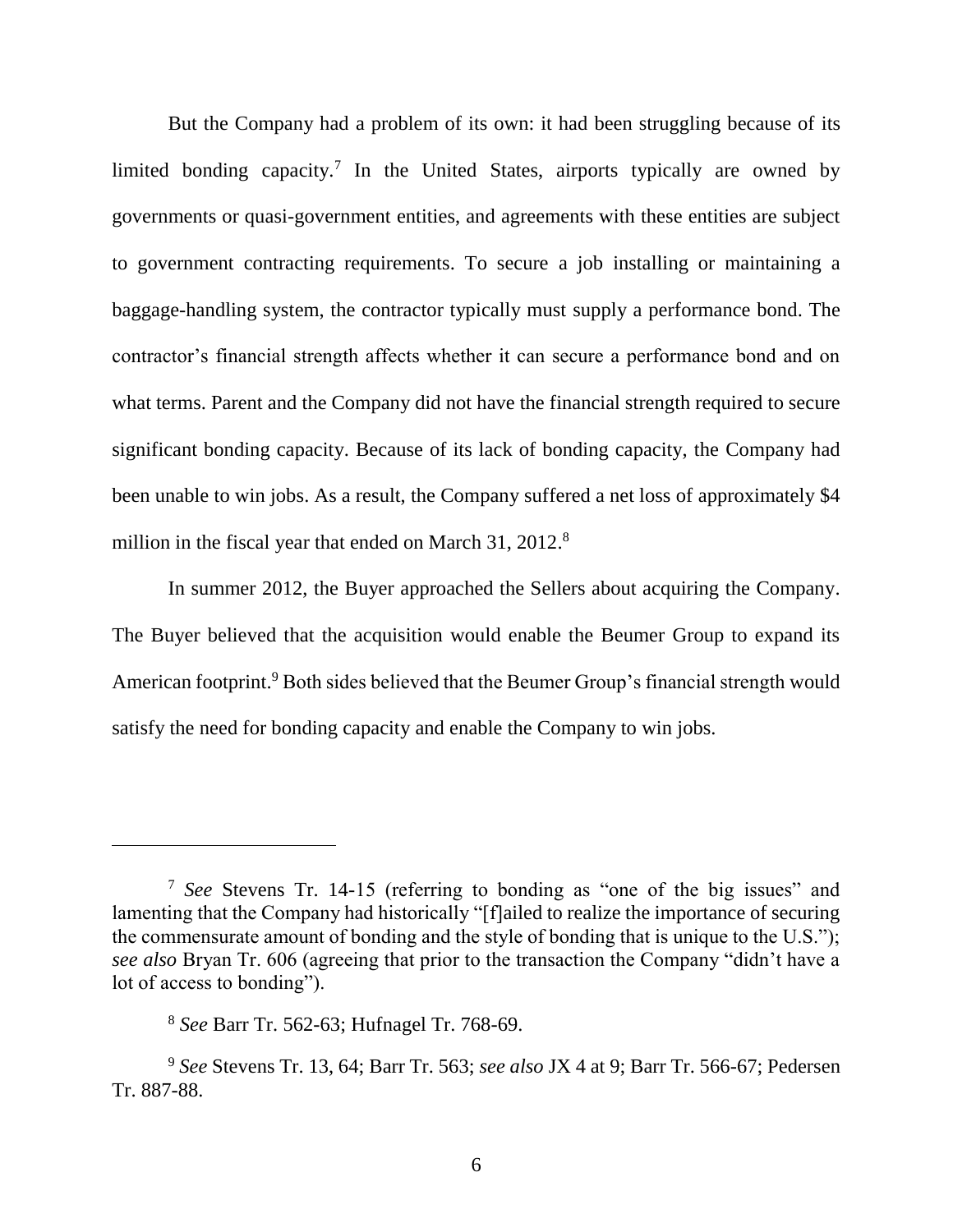But the Company had a problem of its own: it had been struggling because of its limited bonding capacity.[7] In the United States, airports typically are owned by governments or quasi-government entities, and agreements with these entities are subject to government contracting requirements. To secure a job installing or maintaining a baggage-handling system, the contractor typically must supply a performance bond. The contractor's financial strength affects whether it can secure a performance bond and on what terms. Parent and the Company did not have the financial strength required to secure significant bonding capacity. Because of its lack of bonding capacity, the Company had been unable to win jobs. As a result, the Company suffered a net loss of approximately $4 million in the fiscal year that ended on March 31, 2012.[8]

In summer 2012, the Buyer approached the Sellers about acquiring the Company. The Buyer believed that the acquisition would enable the Beumer Group to expand its American footprint.[9] Both sides believed that the Beumer Group's financial strength would satisfy the need for bonding capacity and enable the Company to win jobs.

---

[7] *See* Stevens Tr. 14-15 (referring to bonding as "one of the big issues" and lamenting that the Company had historically "[f]ailed to realize the importance of securing the commensurate amount of bonding and the style of bonding that is unique to the U.S."); *see also* Bryan Tr. 606 (agreeing that prior to the transaction the Company "didn't have a lot of access to bonding").

[8] *See* Barr Tr. 562-63; Hufnagel Tr. 768-69.

[9] *See* Stevens Tr. 13, 64; Barr Tr. 563; *see also* JX 4 at 9; Barr Tr. 566-67; Pedersen Tr. 887-88.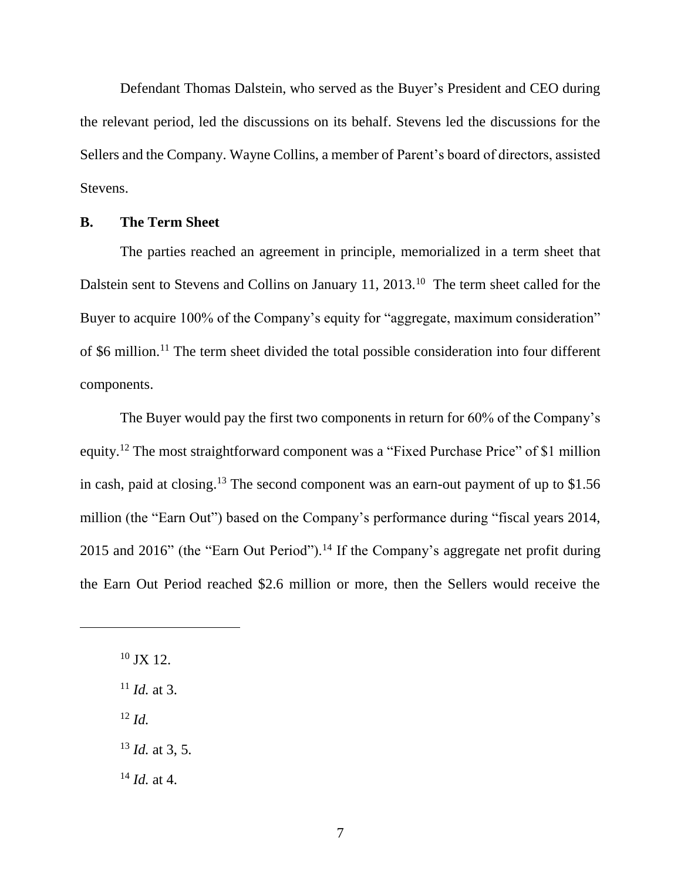Defendant Thomas Dalstein, who served as the Buyer's President and CEO during the relevant period, led the discussions on its behalf. Stevens led the discussions for the Sellers and the Company. Wayne Collins, a member of Parent's board of directors, assisted Stevens.

### B. The Term Sheet

The parties reached an agreement in principle, memorialized in a term sheet that Dalstein sent to Stevens and Collins on January 11, 2013.[10] The term sheet called for the Buyer to acquire 100% of the Company's equity for "aggregate, maximum consideration" of \$6 million.[11] The term sheet divided the total possible consideration into four different components.

The Buyer would pay the first two components in return for 60% of the Company's equity.[12] The most straightforward component was a "Fixed Purchase Price" of \$1 million in cash, paid at closing.[13] The second component was an earn-out payment of up to \$1.56 million (the "Earn Out") based on the Company's performance during "fiscal years 2014, 2015 and 2016" (the "Earn Out Period").[14] If the Company's aggregate net profit during the Earn Out Period reached \$2.6 million or more, then the Sellers would receive the

---

[10] JX 12.

[11] *Id.* at 3.

[12] *Id.*

[13] *Id.* at 3, 5.

[14] *Id.* at 4.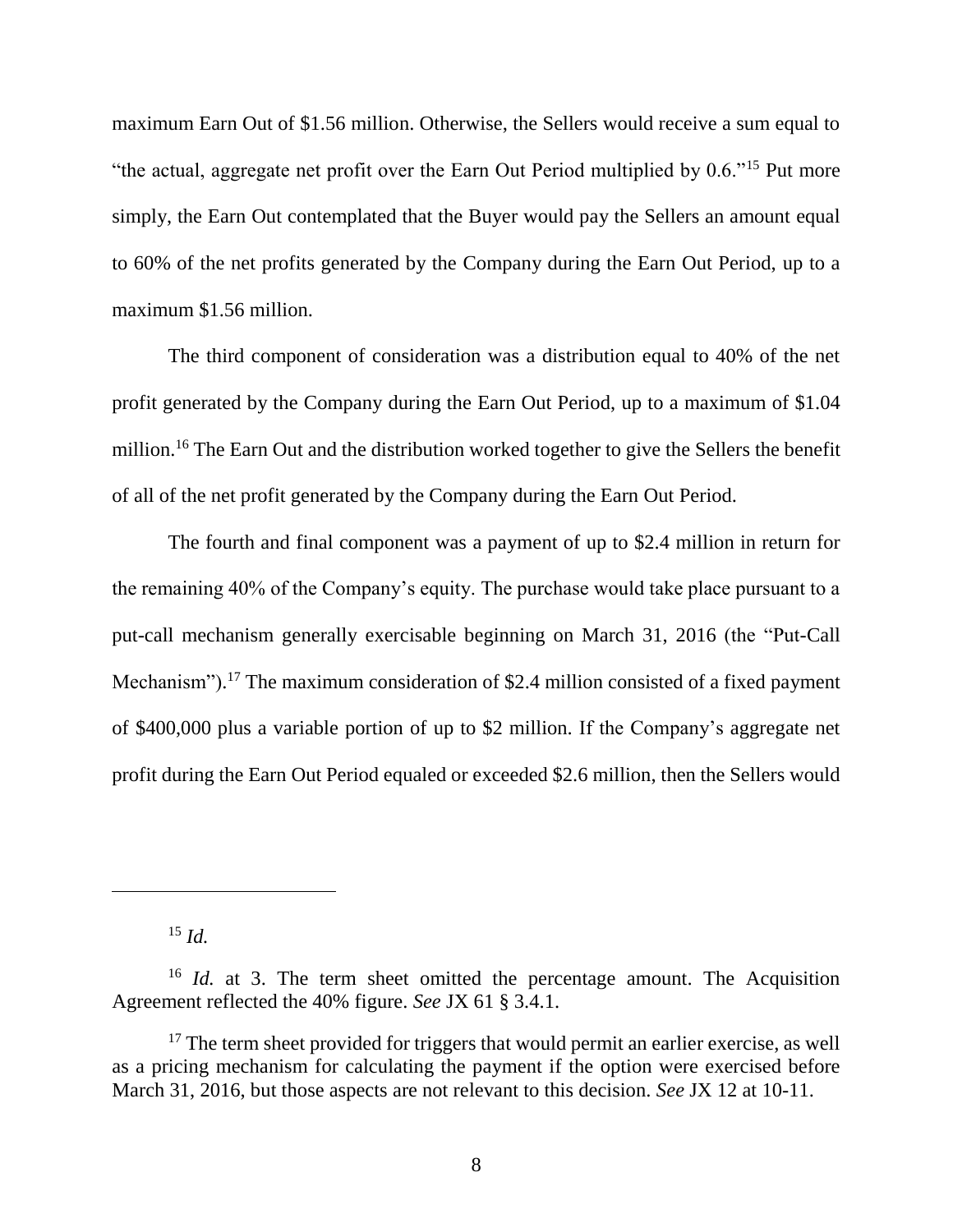maximum Earn Out of $1.56 million. Otherwise, the Sellers would receive a sum equal to "the actual, aggregate net profit over the Earn Out Period multiplied by 0.6."[15] Put more simply, the Earn Out contemplated that the Buyer would pay the Sellers an amount equal to 60% of the net profits generated by the Company during the Earn Out Period, up to a maximum $1.56 million.

The third component of consideration was a distribution equal to 40% of the net profit generated by the Company during the Earn Out Period, up to a maximum of $1.04 million.[16] The Earn Out and the distribution worked together to give the Sellers the benefit of all of the net profit generated by the Company during the Earn Out Period.

The fourth and final component was a payment of up to $2.4 million in return for the remaining 40% of the Company's equity. The purchase would take place pursuant to a put-call mechanism generally exercisable beginning on March 31, 2016 (the "Put-Call Mechanism").[17] The maximum consideration of $2.4 million consisted of a fixed payment of $400,000 plus a variable portion of up to $2 million. If the Company's aggregate net profit during the Earn Out Period equaled or exceeded $2.6 million, then the Sellers would

---

[15] *Id.*

[16] *Id.* at 3. The term sheet omitted the percentage amount. The Acquisition Agreement reflected the 40% figure. *See* JX 61 § 3.4.1.

[17] The term sheet provided for triggers that would permit an earlier exercise, as well as a pricing mechanism for calculating the payment if the option were exercised before March 31, 2016, but those aspects are not relevant to this decision. *See* JX 12 at 10-11.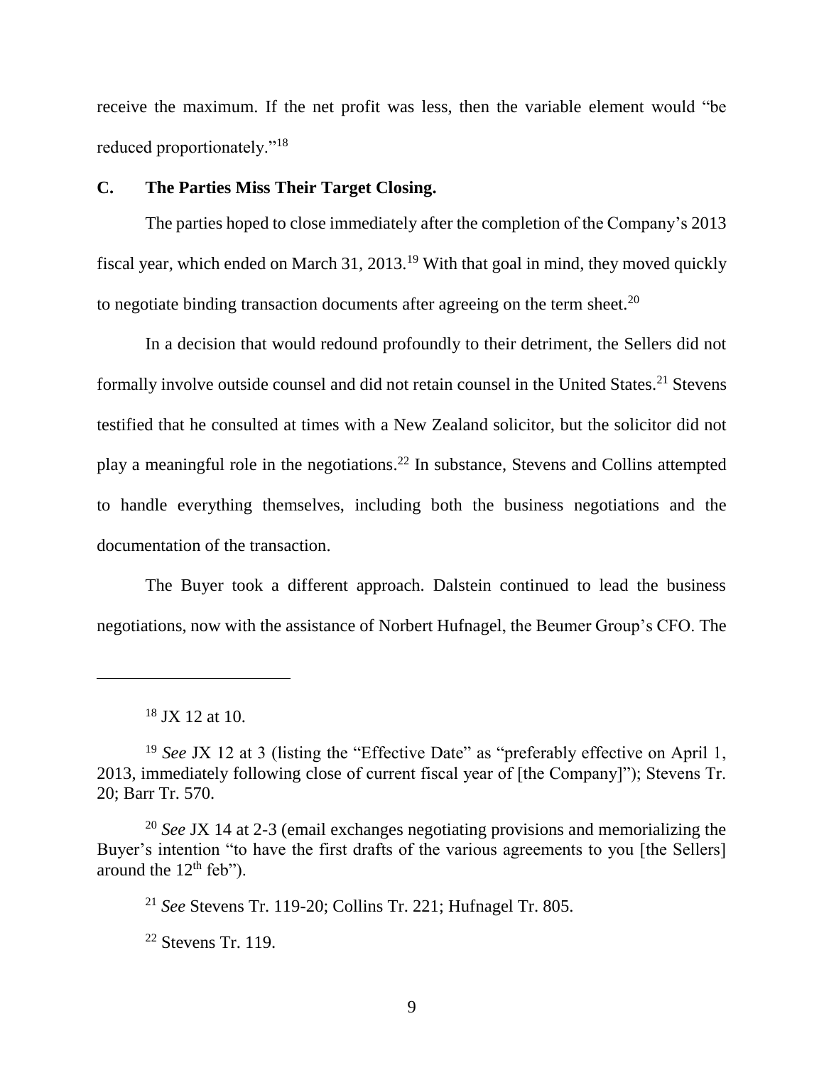receive the maximum. If the net profit was less, then the variable element would "be reduced proportionately."[18]

## C. The Parties Miss Their Target Closing.

The parties hoped to close immediately after the completion of the Company's 2013 fiscal year, which ended on March 31, 2013.[19] With that goal in mind, they moved quickly to negotiate binding transaction documents after agreeing on the term sheet.[20]

In a decision that would redound profoundly to their detriment, the Sellers did not formally involve outside counsel and did not retain counsel in the United States.[21] Stevens testified that he consulted at times with a New Zealand solicitor, but the solicitor did not play a meaningful role in the negotiations.[22] In substance, Stevens and Collins attempted to handle everything themselves, including both the business negotiations and the documentation of the transaction.

The Buyer took a different approach. Dalstein continued to lead the business negotiations, now with the assistance of Norbert Hufnagel, the Beumer Group's CFO. The

---

[18] JX 12 at 10.

[19] *See* JX 12 at 3 (listing the "Effective Date" as "preferably effective on April 1, 2013, immediately following close of current fiscal year of [the Company]"); Stevens Tr. 20; Barr Tr. 570.

[20] *See* JX 14 at 2-3 (email exchanges negotiating provisions and memorializing the Buyer's intention "to have the first drafts of the various agreements to you [the Sellers] around the 12th feb").

[21] *See* Stevens Tr. 119-20; Collins Tr. 221; Hufnagel Tr. 805.

[22] Stevens Tr. 119.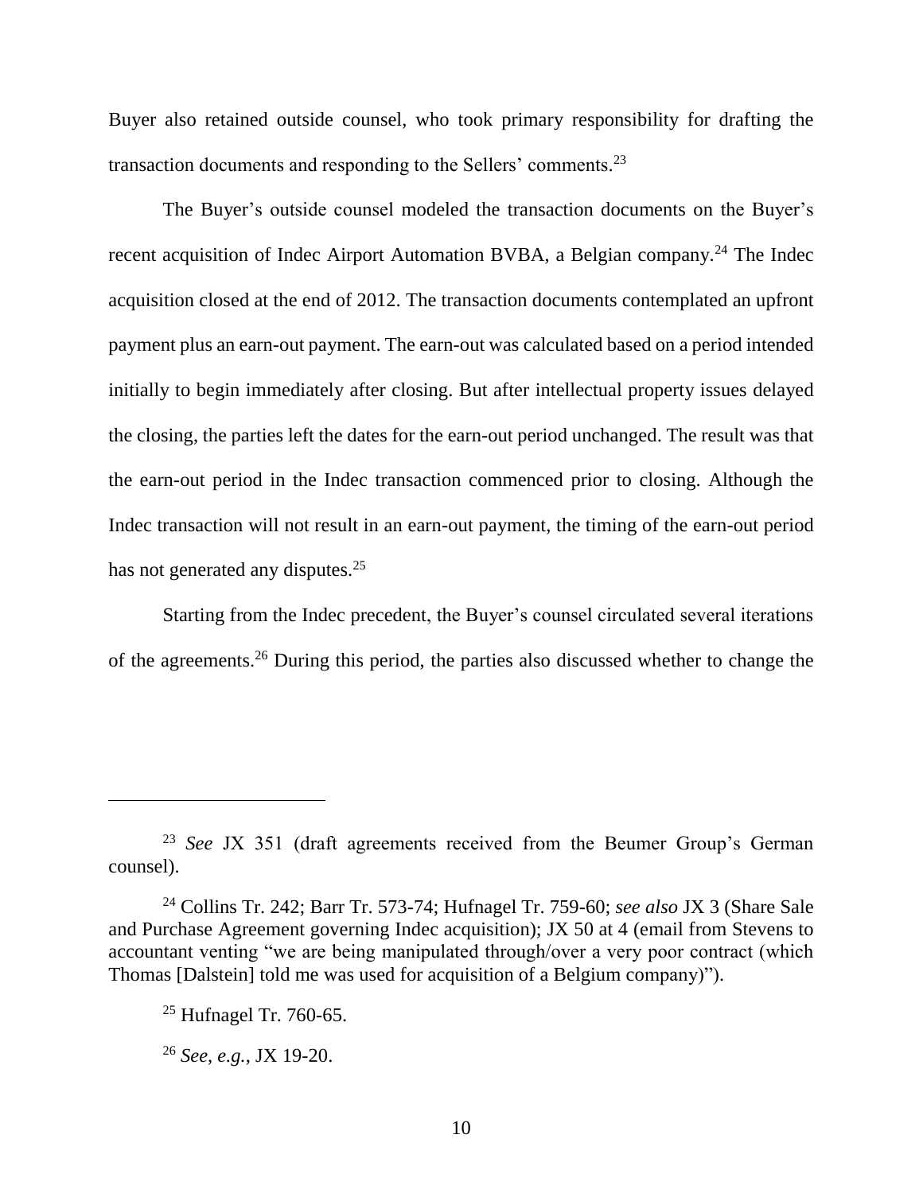Buyer also retained outside counsel, who took primary responsibility for drafting the transaction documents and responding to the Sellers' comments.[23]

The Buyer's outside counsel modeled the transaction documents on the Buyer's recent acquisition of Indec Airport Automation BVBA, a Belgian company.[24] The Indec acquisition closed at the end of 2012. The transaction documents contemplated an upfront payment plus an earn-out payment. The earn-out was calculated based on a period intended initially to begin immediately after closing. But after intellectual property issues delayed the closing, the parties left the dates for the earn-out period unchanged. The result was that the earn-out period in the Indec transaction commenced prior to closing. Although the Indec transaction will not result in an earn-out payment, the timing of the earn-out period has not generated any disputes.[25]

Starting from the Indec precedent, the Buyer's counsel circulated several iterations of the agreements.[26] During this period, the parties also discussed whether to change the

---

[23] *See* JX 351 (draft agreements received from the Beumer Group's German counsel).

[24] Collins Tr. 242; Barr Tr. 573-74; Hufnagel Tr. 759-60; *see also* JX 3 (Share Sale and Purchase Agreement governing Indec acquisition); JX 50 at 4 (email from Stevens to accountant venting "we are being manipulated through/over a very poor contract (which Thomas [Dalstein] told me was used for acquisition of a Belgium company)").

[25] Hufnagel Tr. 760-65.

[26] *See, e.g.*, JX 19-20.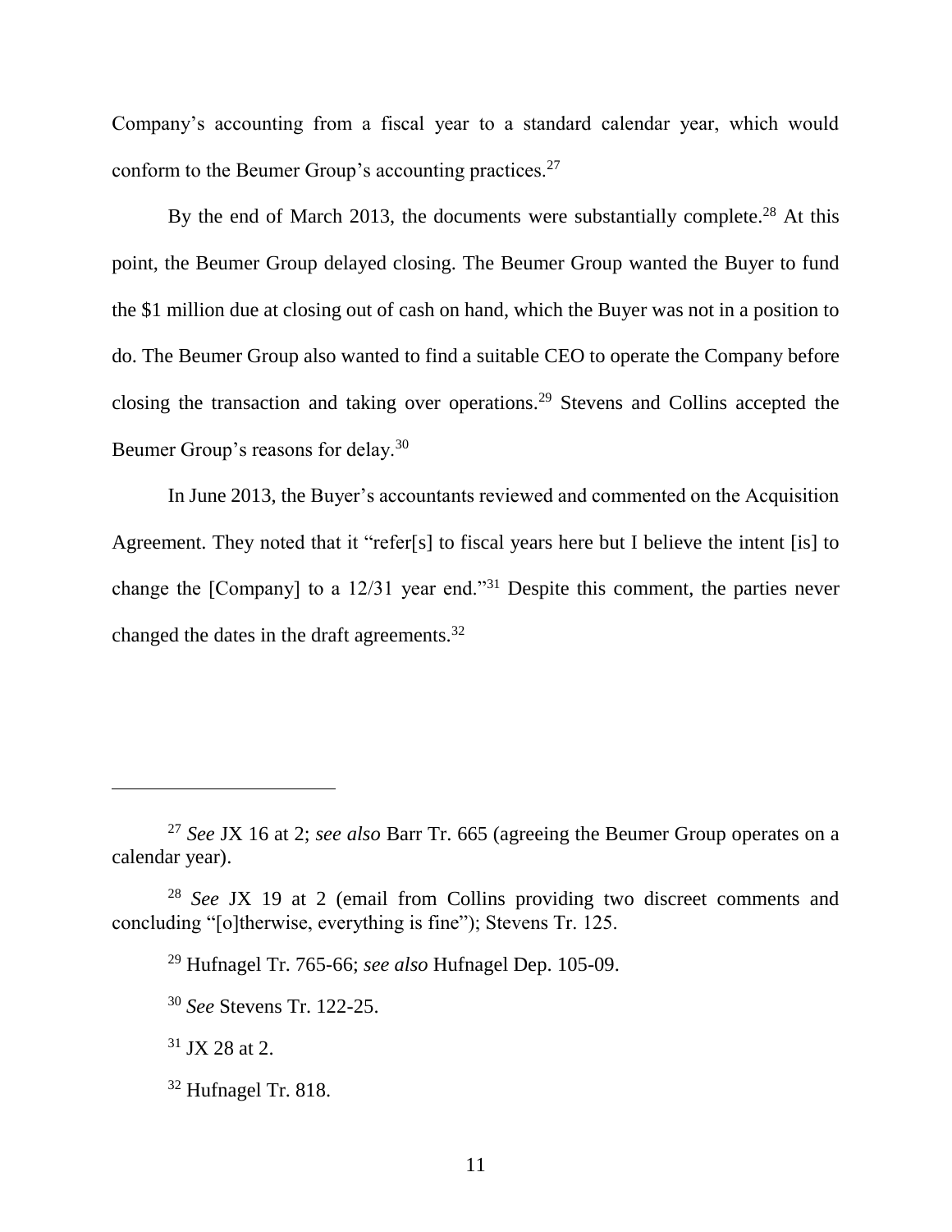Company's accounting from a fiscal year to a standard calendar year, which would conform to the Beumer Group's accounting practices.[27]

By the end of March 2013, the documents were substantially complete.[28] At this point, the Beumer Group delayed closing. The Beumer Group wanted the Buyer to fund the $1 million due at closing out of cash on hand, which the Buyer was not in a position to do. The Beumer Group also wanted to find a suitable CEO to operate the Company before closing the transaction and taking over operations.[29] Stevens and Collins accepted the Beumer Group's reasons for delay.[30]

In June 2013, the Buyer's accountants reviewed and commented on the Acquisition Agreement. They noted that it "refer[s] to fiscal years here but I believe the intent [is] to change the [Company] to a 12/31 year end."[31] Despite this comment, the parties never changed the dates in the draft agreements.[32]

---

[27] *See* JX 16 at 2; *see also* Barr Tr. 665 (agreeing the Beumer Group operates on a calendar year).

[28] *See* JX 19 at 2 (email from Collins providing two discreet comments and concluding "[o]therwise, everything is fine"); Stevens Tr. 125.

[29] Hufnagel Tr. 765-66; *see also* Hufnagel Dep. 105-09.

[30] *See* Stevens Tr. 122-25.

[31] JX 28 at 2.

[32] Hufnagel Tr. 818.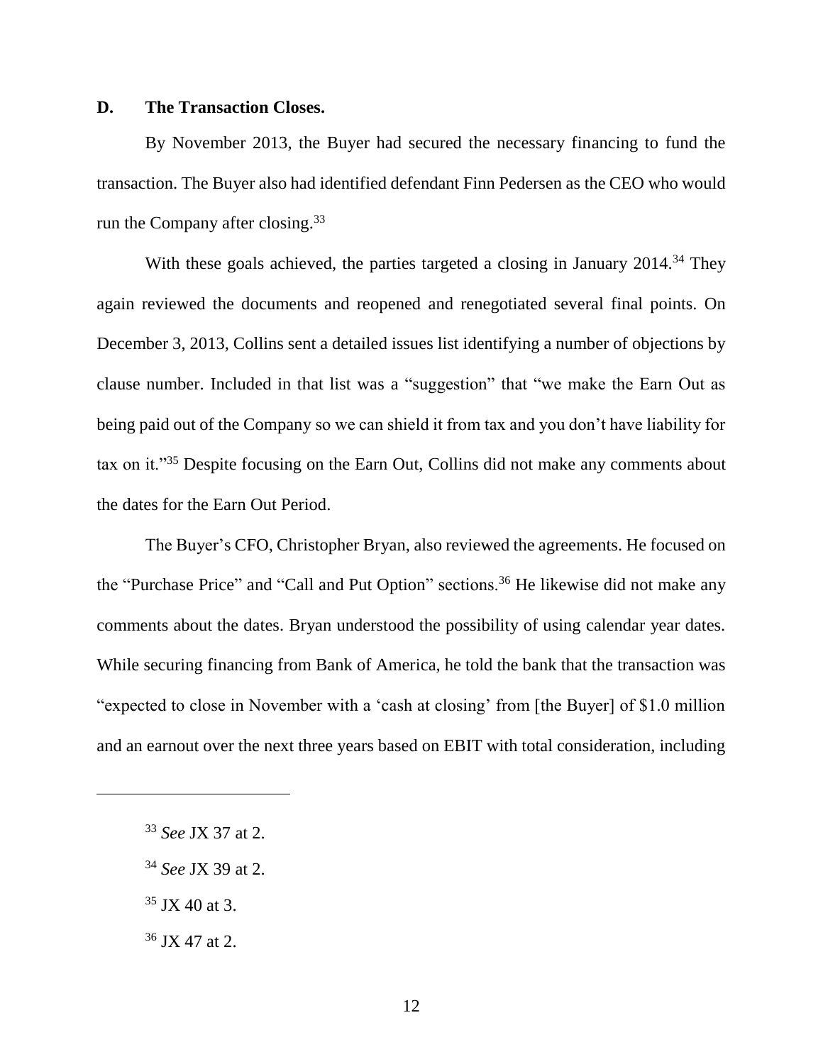### D. The Transaction Closes.

By November 2013, the Buyer had secured the necessary financing to fund the transaction. The Buyer also had identified defendant Finn Pedersen as the CEO who would run the Company after closing.[33]

With these goals achieved, the parties targeted a closing in January 2014.[34] They again reviewed the documents and reopened and renegotiated several final points. On December 3, 2013, Collins sent a detailed issues list identifying a number of objections by clause number. Included in that list was a "suggestion" that "we make the Earn Out as being paid out of the Company so we can shield it from tax and you don't have liability for tax on it."[35] Despite focusing on the Earn Out, Collins did not make any comments about the dates for the Earn Out Period.

The Buyer's CFO, Christopher Bryan, also reviewed the agreements. He focused on the "Purchase Price" and "Call and Put Option" sections.[36] He likewise did not make any comments about the dates. Bryan understood the possibility of using calendar year dates. While securing financing from Bank of America, he told the bank that the transaction was "expected to close in November with a 'cash at closing' from [the Buyer] of $1.0 million and an earnout over the next three years based on EBIT with total consideration, including

---

[33] *See* JX 37 at 2.

[34] *See* JX 39 at 2.

[35] JX 40 at 3.

[36] JX 47 at 2.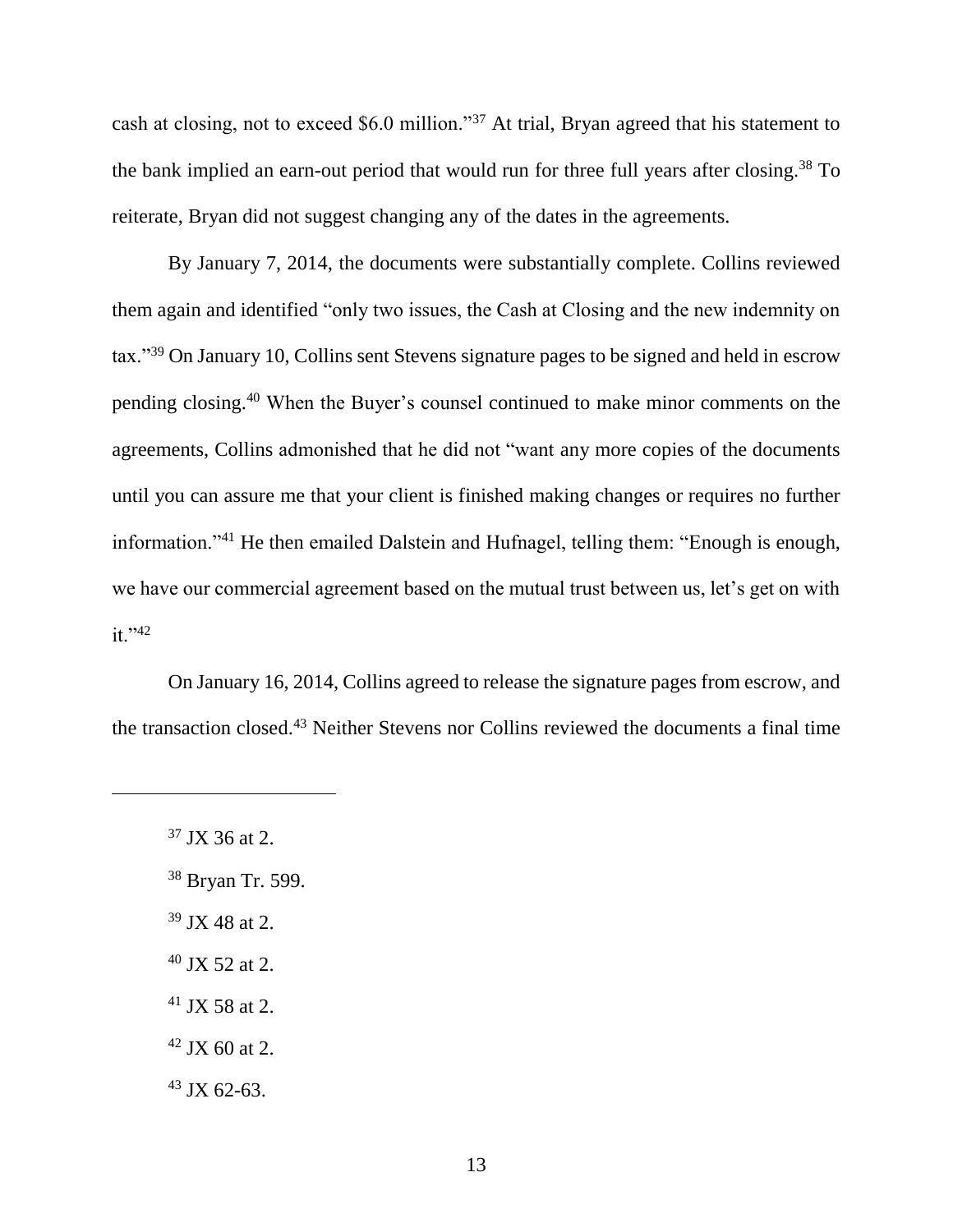cash at closing, not to exceed $6.0 million."[37] At trial, Bryan agreed that his statement to the bank implied an earn-out period that would run for three full years after closing.[38] To reiterate, Bryan did not suggest changing any of the dates in the agreements.

By January 7, 2014, the documents were substantially complete. Collins reviewed them again and identified "only two issues, the Cash at Closing and the new indemnity on tax."[39] On January 10, Collins sent Stevens signature pages to be signed and held in escrow pending closing.[40] When the Buyer's counsel continued to make minor comments on the agreements, Collins admonished that he did not "want any more copies of the documents until you can assure me that your client is finished making changes or requires no further information."[41] He then emailed Dalstein and Hufnagel, telling them: "Enough is enough, we have our commercial agreement based on the mutual trust between us, let's get on with it."[42]

On January 16, 2014, Collins agreed to release the signature pages from escrow, and the transaction closed.[43] Neither Stevens nor Collins reviewed the documents a final time

---

[37] JX 36 at 2.

[38] Bryan Tr. 599.

[39] JX 48 at 2.

[40] JX 52 at 2.

[41] JX 58 at 2.

[42] JX 60 at 2.

[43] JX 62-63.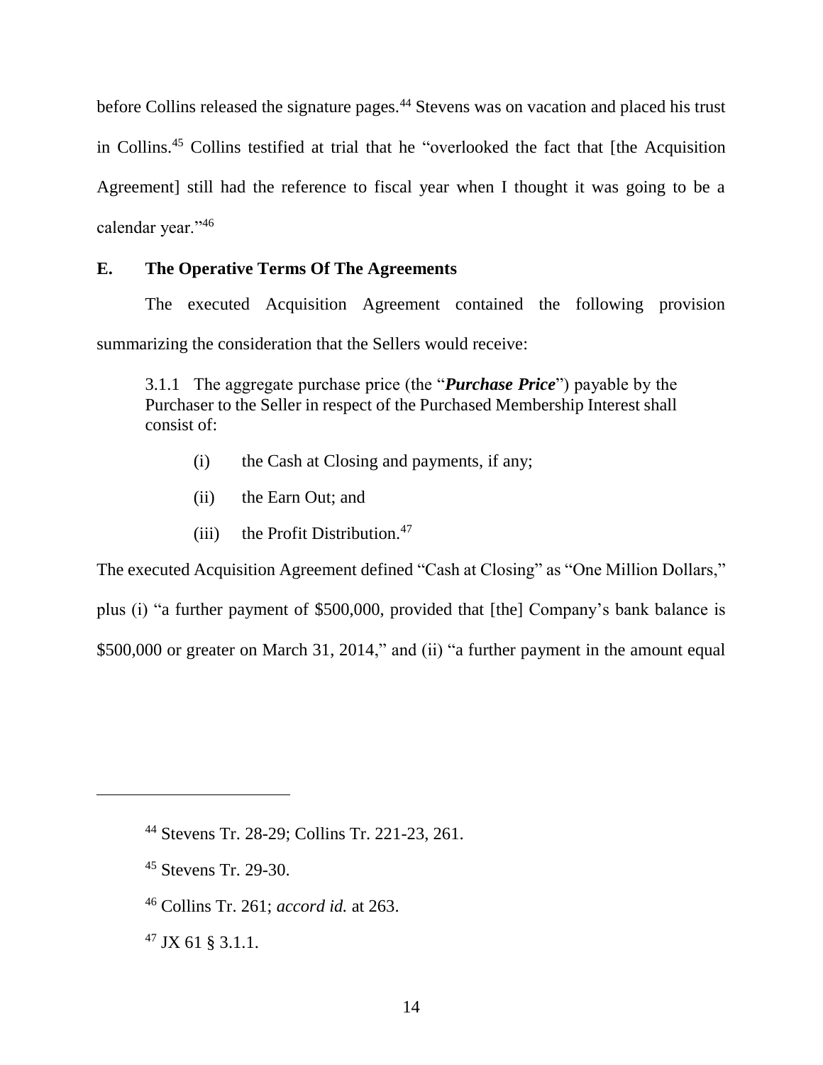before Collins released the signature pages.[44] Stevens was on vacation and placed his trust in Collins.[45] Collins testified at trial that he "overlooked the fact that [the Acquisition Agreement] still had the reference to fiscal year when I thought it was going to be a calendar year."[46]

### E. The Operative Terms Of The Agreements

The executed Acquisition Agreement contained the following provision summarizing the consideration that the Sellers would receive:

> 3.1.1 The aggregate purchase price (the "***Purchase Price***") payable by the Purchaser to the Seller in respect of the Purchased Membership Interest shall consist of:
>
> (i) the Cash at Closing and payments, if any;
>
> (ii) the Earn Out; and
>
> (iii) the Profit Distribution.[47]

The executed Acquisition Agreement defined "Cash at Closing" as "One Million Dollars," plus (i) "a further payment of $500,000, provided that [the] Company's bank balance is $500,000 or greater on March 31, 2014," and (ii) "a further payment in the amount equal

---

[44] Stevens Tr. 28-29; Collins Tr. 221-23, 261.

[45] Stevens Tr. 29-30.

[46] Collins Tr. 261; *accord id.* at 263.

[47] JX 61 § 3.1.1.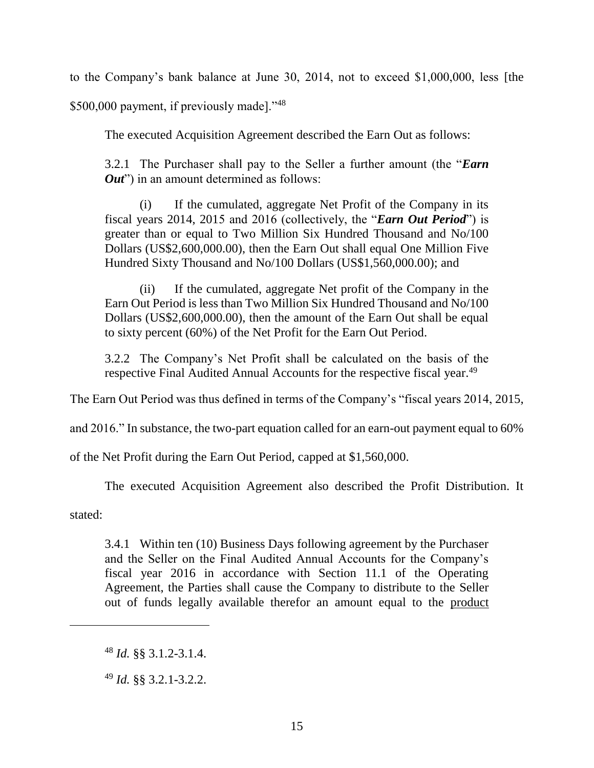to the Company's bank balance at June 30, 2014, not to exceed $1,000,000, less [the $500,000 payment, if previously made]."[48]

The executed Acquisition Agreement described the Earn Out as follows:

> 3.2.1 The Purchaser shall pay to the Seller a further amount (the "***Earn Out***") in an amount determined as follows:
>
> (i) If the cumulated, aggregate Net Profit of the Company in its fiscal years 2014, 2015 and 2016 (collectively, the "***Earn Out Period***") is greater than or equal to Two Million Six Hundred Thousand and No/100 Dollars (US$2,600,000.00), then the Earn Out shall equal One Million Five Hundred Sixty Thousand and No/100 Dollars (US$1,560,000.00); and
>
> (ii) If the cumulated, aggregate Net profit of the Company in the Earn Out Period is less than Two Million Six Hundred Thousand and No/100 Dollars (US$2,600,000.00), then the amount of the Earn Out shall be equal to sixty percent (60%) of the Net Profit for the Earn Out Period.
>
> 3.2.2 The Company's Net Profit shall be calculated on the basis of the respective Final Audited Annual Accounts for the respective fiscal year.[49]

The Earn Out Period was thus defined in terms of the Company's "fiscal years 2014, 2015, and 2016." In substance, the two-part equation called for an earn-out payment equal to 60% of the Net Profit during the Earn Out Period, capped at $1,560,000.

The executed Acquisition Agreement also described the Profit Distribution. It stated:

> 3.4.1 Within ten (10) Business Days following agreement by the Purchaser and the Seller on the Final Audited Annual Accounts for the Company's fiscal year 2016 in accordance with Section 11.1 of the Operating Agreement, the Parties shall cause the Company to distribute to the Seller out of funds legally available therefor an amount equal to the <u>product</u>

---

[48] *Id.* §§ 3.1.2-3.1.4.

[49] *Id.* §§ 3.2.1-3.2.2.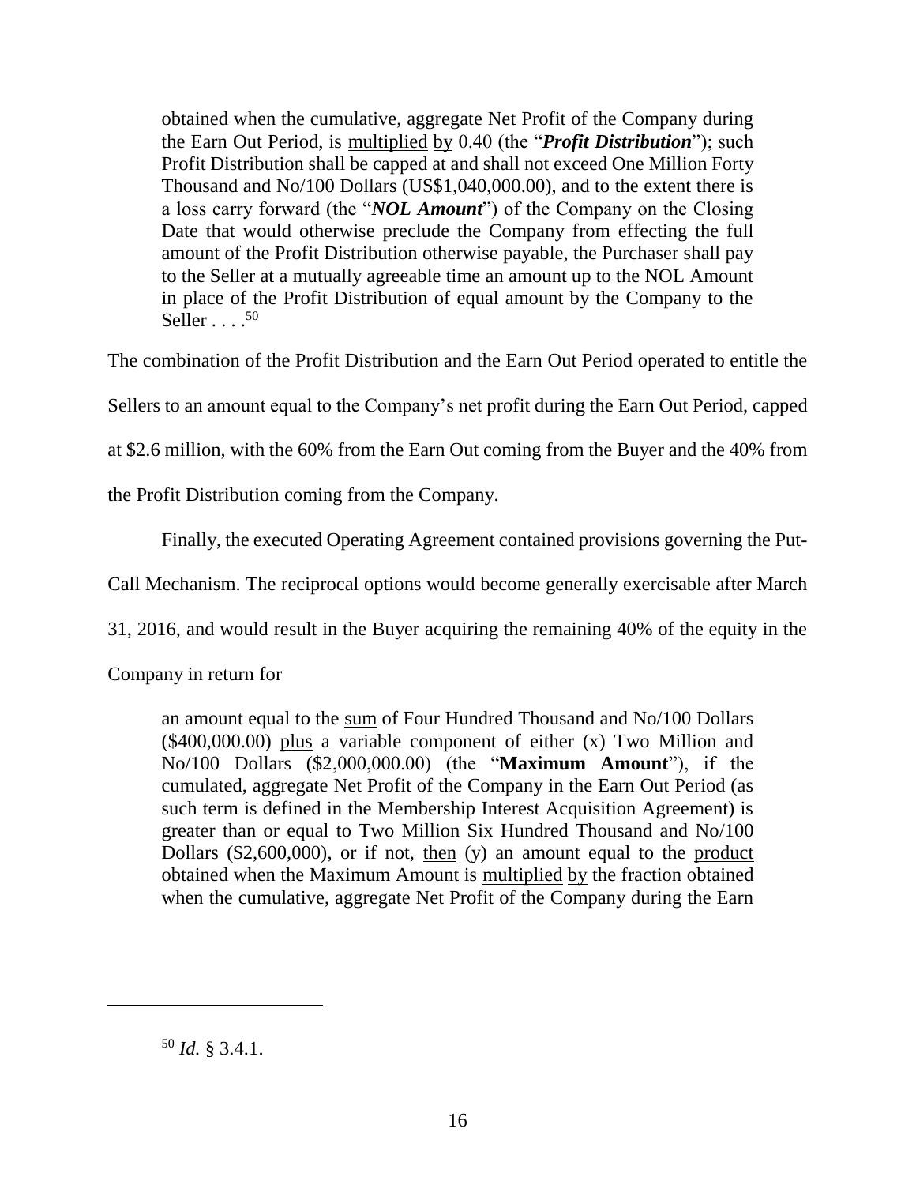> obtained when the cumulative, aggregate Net Profit of the Company during the Earn Out Period, is multiplied by 0.40 (the "***Profit Distribution***"); such Profit Distribution shall be capped at and shall not exceed One Million Forty Thousand and No/100 Dollars (US$1,040,000.00), and to the extent there is a loss carry forward (the "***NOL Amount***") of the Company on the Closing Date that would otherwise preclude the Company from effecting the full amount of the Profit Distribution otherwise payable, the Purchaser shall pay to the Seller at a mutually agreeable time an amount up to the NOL Amount in place of the Profit Distribution of equal amount by the Company to the Seller . . . .[50]

The combination of the Profit Distribution and the Earn Out Period operated to entitle the Sellers to an amount equal to the Company's net profit during the Earn Out Period, capped at $2.6 million, with the 60% from the Earn Out coming from the Buyer and the 40% from the Profit Distribution coming from the Company.

Finally, the executed Operating Agreement contained provisions governing the Put-Call Mechanism. The reciprocal options would become generally exercisable after March 31, 2016, and would result in the Buyer acquiring the remaining 40% of the equity in the Company in return for

> an amount equal to the sum of Four Hundred Thousand and No/100 Dollars ($400,000.00) plus a variable component of either (x) Two Million and No/100 Dollars ($2,000,000.00) (the "**Maximum Amount**"), if the cumulated, aggregate Net Profit of the Company in the Earn Out Period (as such term is defined in the Membership Interest Acquisition Agreement) is greater than or equal to Two Million Six Hundred Thousand and No/100 Dollars ($2,600,000), or if not, then (y) an amount equal to the product obtained when the Maximum Amount is multiplied by the fraction obtained when the cumulative, aggregate Net Profit of the Company during the Earn

[50] *Id.* § 3.4.1.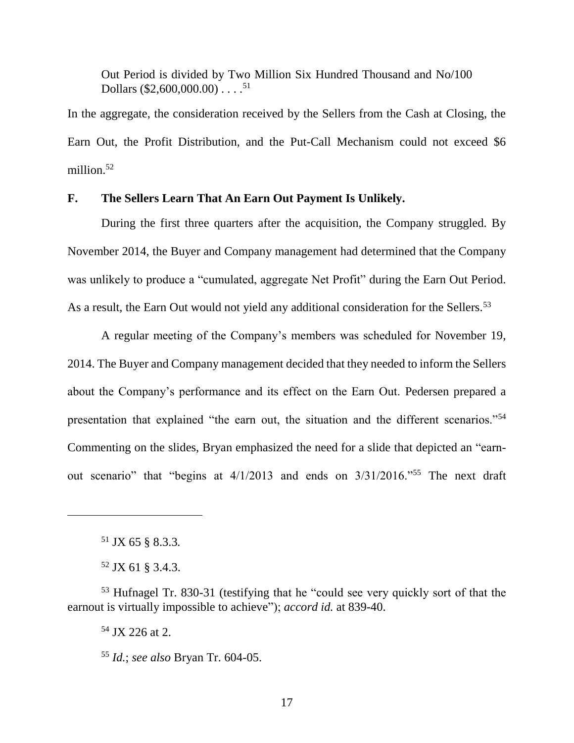Out Period is divided by Two Million Six Hundred Thousand and No/100 Dollars ($2,600,000.00) . . . .[51]

In the aggregate, the consideration received by the Sellers from the Cash at Closing, the Earn Out, the Profit Distribution, and the Put-Call Mechanism could not exceed $6 million.[52]

### F. The Sellers Learn That An Earn Out Payment Is Unlikely.

During the first three quarters after the acquisition, the Company struggled. By November 2014, the Buyer and Company management had determined that the Company was unlikely to produce a "cumulated, aggregate Net Profit" during the Earn Out Period. As a result, the Earn Out would not yield any additional consideration for the Sellers.[53]

A regular meeting of the Company's members was scheduled for November 19, 2014. The Buyer and Company management decided that they needed to inform the Sellers about the Company's performance and its effect on the Earn Out. Pedersen prepared a presentation that explained "the earn out, the situation and the different scenarios."[54] Commenting on the slides, Bryan emphasized the need for a slide that depicted an "earn-out scenario" that "begins at 4/1/2013 and ends on 3/31/2016."[55] The next draft

---

[51] JX 65 § 8.3.3.

[52] JX 61 § 3.4.3.

[53] Hufnagel Tr. 830-31 (testifying that he "could see very quickly sort of that the earnout is virtually impossible to achieve"); *accord id.* at 839-40.

[54] JX 226 at 2.

[55] *Id.*; *see also* Bryan Tr. 604-05.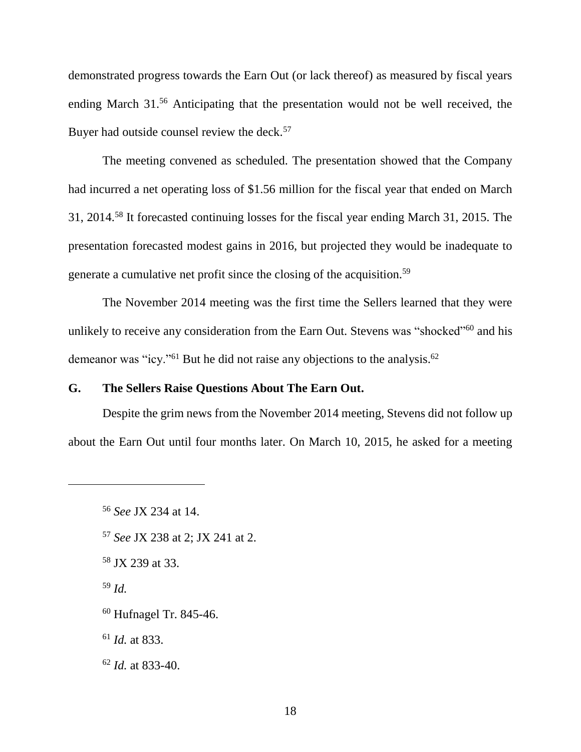demonstrated progress towards the Earn Out (or lack thereof) as measured by fiscal years ending March 31.[56] Anticipating that the presentation would not be well received, the Buyer had outside counsel review the deck.[57]

The meeting convened as scheduled. The presentation showed that the Company had incurred a net operating loss of $1.56 million for the fiscal year that ended on March 31, 2014.[58] It forecasted continuing losses for the fiscal year ending March 31, 2015. The presentation forecasted modest gains in 2016, but projected they would be inadequate to generate a cumulative net profit since the closing of the acquisition.[59]

The November 2014 meeting was the first time the Sellers learned that they were unlikely to receive any consideration from the Earn Out. Stevens was "shocked"[60] and his demeanor was "icy."[61] But he did not raise any objections to the analysis.[62]

## G. The Sellers Raise Questions About The Earn Out.

Despite the grim news from the November 2014 meeting, Stevens did not follow up about the Earn Out until four months later. On March 10, 2015, he asked for a meeting

---

[56] *See* JX 234 at 14.

[57] *See* JX 238 at 2; JX 241 at 2.

[58] JX 239 at 33.

[59] *Id.*

[60] Hufnagel Tr. 845-46.

[61] *Id.* at 833.

[62] *Id.* at 833-40.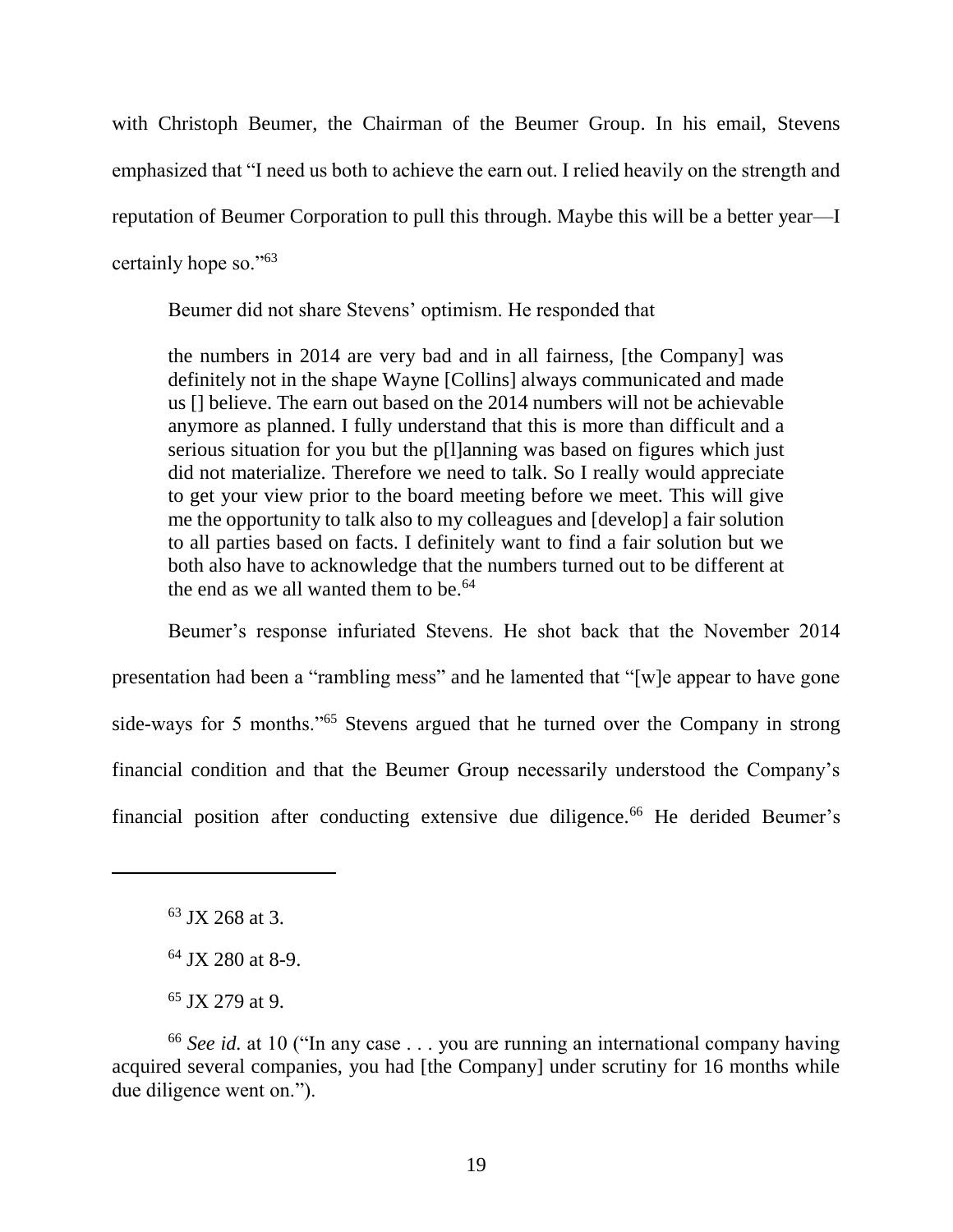with Christoph Beumer, the Chairman of the Beumer Group. In his email, Stevens emphasized that "I need us both to achieve the earn out. I relied heavily on the strength and reputation of Beumer Corporation to pull this through. Maybe this will be a better year—I certainly hope so."[63]

Beumer did not share Stevens' optimism. He responded that

> the numbers in 2014 are very bad and in all fairness, [the Company] was definitely not in the shape Wayne [Collins] always communicated and made us [] believe. The earn out based on the 2014 numbers will not be achievable anymore as planned. I fully understand that this is more than difficult and a serious situation for you but the p[l]anning was based on figures which just did not materialize. Therefore we need to talk. So I really would appreciate to get your view prior to the board meeting before we meet. This will give me the opportunity to talk also to my colleagues and [develop] a fair solution to all parties based on facts. I definitely want to find a fair solution but we both also have to acknowledge that the numbers turned out to be different at the end as we all wanted them to be.[64]

Beumer's response infuriated Stevens. He shot back that the November 2014 presentation had been a "rambling mess" and he lamented that "[w]e appear to have gone side-ways for 5 months."[65] Stevens argued that he turned over the Company in strong financial condition and that the Beumer Group necessarily understood the Company's financial position after conducting extensive due diligence.[66] He derided Beumer's

---

[63] JX 268 at 3.

[64] JX 280 at 8-9.

[65] JX 279 at 9.

[66] *See id.* at 10 ("In any case . . . you are running an international company having acquired several companies, you had [the Company] under scrutiny for 16 months while due diligence went on.").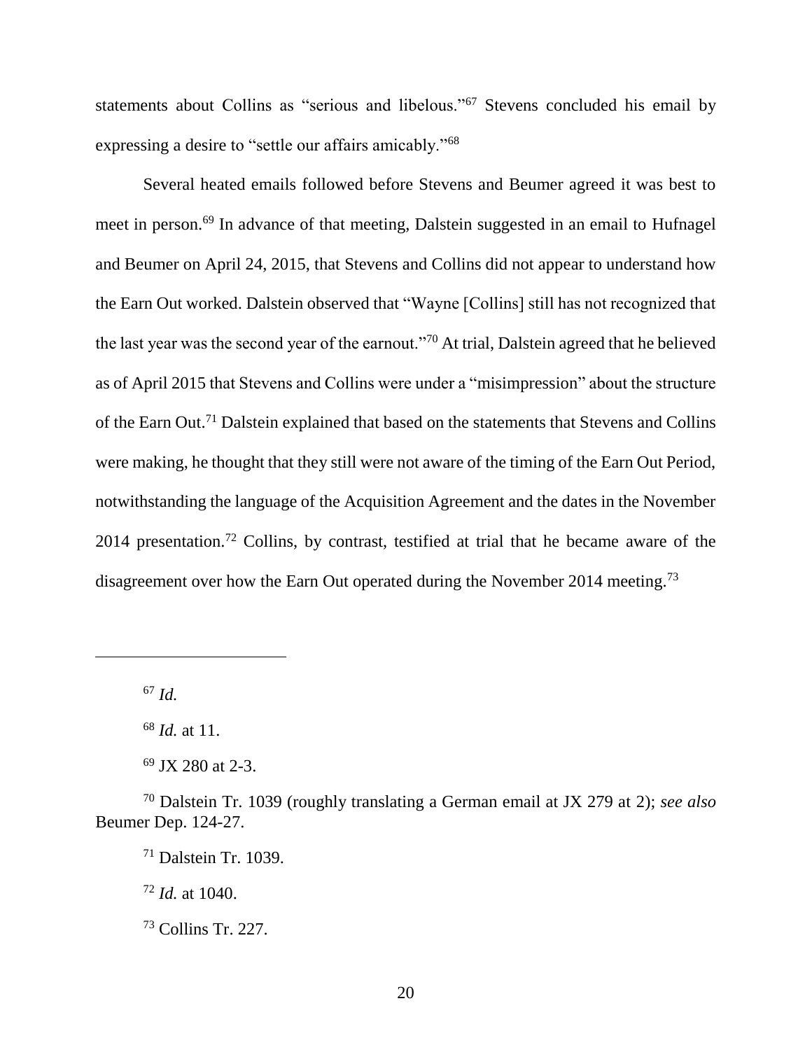statements about Collins as "serious and libelous."[67] Stevens concluded his email by expressing a desire to "settle our affairs amicably."[68]

Several heated emails followed before Stevens and Beumer agreed it was best to meet in person.[69] In advance of that meeting, Dalstein suggested in an email to Hufnagel and Beumer on April 24, 2015, that Stevens and Collins did not appear to understand how the Earn Out worked. Dalstein observed that "Wayne [Collins] still has not recognized that the last year was the second year of the earnout."[70] At trial, Dalstein agreed that he believed as of April 2015 that Stevens and Collins were under a "misimpression" about the structure of the Earn Out.[71] Dalstein explained that based on the statements that Stevens and Collins were making, he thought that they still were not aware of the timing of the Earn Out Period, notwithstanding the language of the Acquisition Agreement and the dates in the November 2014 presentation.[72] Collins, by contrast, testified at trial that he became aware of the disagreement over how the Earn Out operated during the November 2014 meeting.[73]

---

[67] *Id.*

[68] *Id.* at 11.

[69] JX 280 at 2-3.

[70] Dalstein Tr. 1039 (roughly translating a German email at JX 279 at 2); *see also* Beumer Dep. 124-27.

[71] Dalstein Tr. 1039.

[72] *Id.* at 1040.

[73] Collins Tr. 227.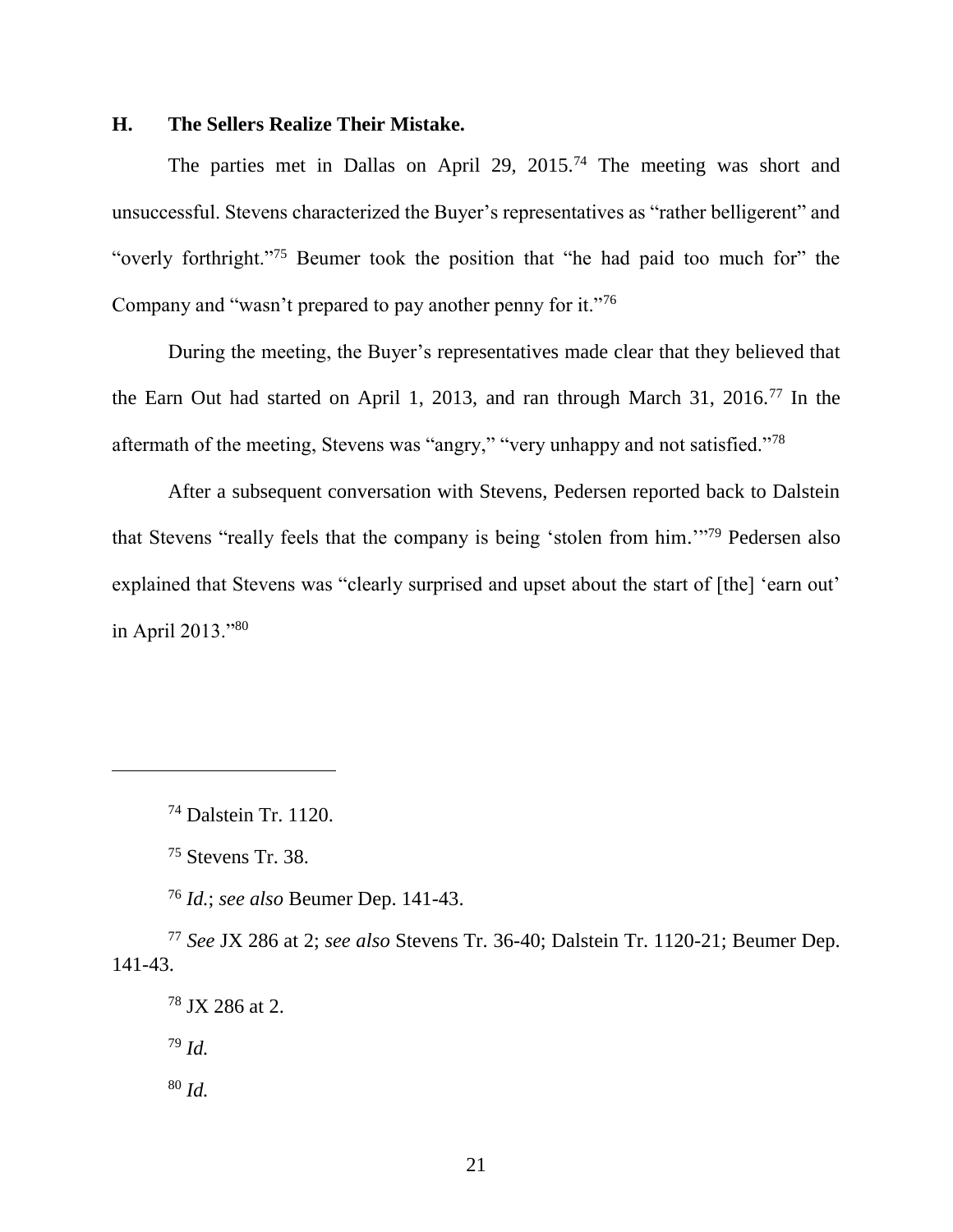### H. The Sellers Realize Their Mistake.

The parties met in Dallas on April 29, 2015.[74] The meeting was short and unsuccessful. Stevens characterized the Buyer's representatives as "rather belligerent" and "overly forthright."[75] Beumer took the position that "he had paid too much for" the Company and "wasn't prepared to pay another penny for it."[76]

During the meeting, the Buyer's representatives made clear that they believed that the Earn Out had started on April 1, 2013, and ran through March 31, 2016.[77] In the aftermath of the meeting, Stevens was "angry," "very unhappy and not satisfied."[78]

After a subsequent conversation with Stevens, Pedersen reported back to Dalstein that Stevens "really feels that the company is being 'stolen from him.'"[79] Pedersen also explained that Stevens was "clearly surprised and upset about the start of [the] 'earn out' in April 2013."[80]

---

[74] Dalstein Tr. 1120.

[75] Stevens Tr. 38.

[76] *Id.*; *see also* Beumer Dep. 141-43.

[77] *See* JX 286 at 2; *see also* Stevens Tr. 36-40; Dalstein Tr. 1120-21; Beumer Dep. 141-43.

[78] JX 286 at 2.

[79] *Id.*

[80] *Id.*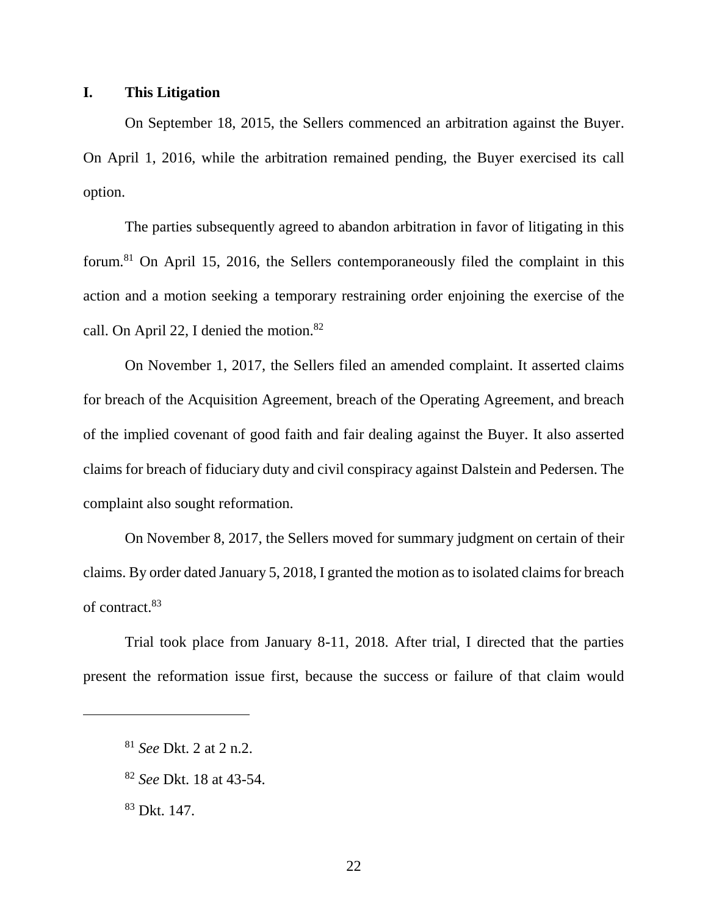## I. This Litigation

On September 18, 2015, the Sellers commenced an arbitration against the Buyer. On April 1, 2016, while the arbitration remained pending, the Buyer exercised its call option.

The parties subsequently agreed to abandon arbitration in favor of litigating in this forum.[81] On April 15, 2016, the Sellers contemporaneously filed the complaint in this action and a motion seeking a temporary restraining order enjoining the exercise of the call. On April 22, I denied the motion.[82]

On November 1, 2017, the Sellers filed an amended complaint. It asserted claims for breach of the Acquisition Agreement, breach of the Operating Agreement, and breach of the implied covenant of good faith and fair dealing against the Buyer. It also asserted claims for breach of fiduciary duty and civil conspiracy against Dalstein and Pedersen. The complaint also sought reformation.

On November 8, 2017, the Sellers moved for summary judgment on certain of their claims. By order dated January 5, 2018, I granted the motion as to isolated claims for breach of contract.[83]

Trial took place from January 8-11, 2018. After trial, I directed that the parties present the reformation issue first, because the success or failure of that claim would

---

[81] *See* Dkt. 2 at 2 n.2.

[82] *See* Dkt. 18 at 43-54.

[83] Dkt. 147.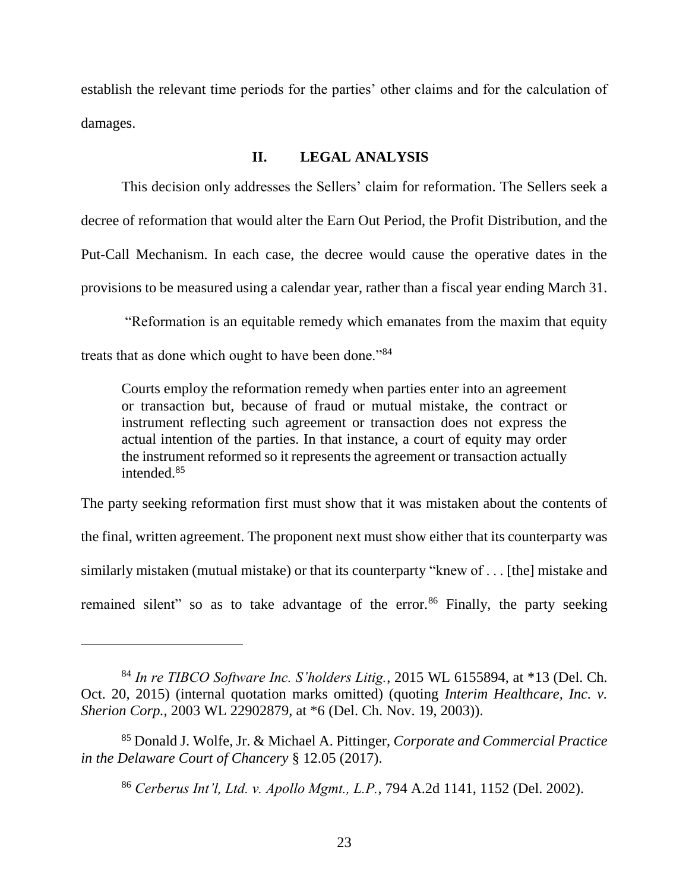establish the relevant time periods for the parties' other claims and for the calculation of damages.

## II. LEGAL ANALYSIS

This decision only addresses the Sellers' claim for reformation. The Sellers seek a decree of reformation that would alter the Earn Out Period, the Profit Distribution, and the Put-Call Mechanism. In each case, the decree would cause the operative dates in the provisions to be measured using a calendar year, rather than a fiscal year ending March 31.

"Reformation is an equitable remedy which emanates from the maxim that equity treats that as done which ought to have been done."[84]

> Courts employ the reformation remedy when parties enter into an agreement or transaction but, because of fraud or mutual mistake, the contract or instrument reflecting such agreement or transaction does not express the actual intention of the parties. In that instance, a court of equity may order the instrument reformed so it represents the agreement or transaction actually intended.[85]

The party seeking reformation first must show that it was mistaken about the contents of the final, written agreement. The proponent next must show either that its counterparty was similarly mistaken (mutual mistake) or that its counterparty "knew of . . . [the] mistake and remained silent" so as to take advantage of the error.[86] Finally, the party seeking

---

[84] *In re TIBCO Software Inc. S'holders Litig.*, 2015 WL 6155894, at *13 (Del. Ch. Oct. 20, 2015) (internal quotation marks omitted) (quoting *Interim Healthcare, Inc. v. Sherion Corp.*, 2003 WL 22902879, at *6 (Del. Ch. Nov. 19, 2003)).

[85] Donald J. Wolfe, Jr. & Michael A. Pittinger, *Corporate and Commercial Practice in the Delaware Court of Chancery* § 12.05 (2017).

[86] *Cerberus Int'l, Ltd. v. Apollo Mgmt., L.P.*, 794 A.2d 1141, 1152 (Del. 2002).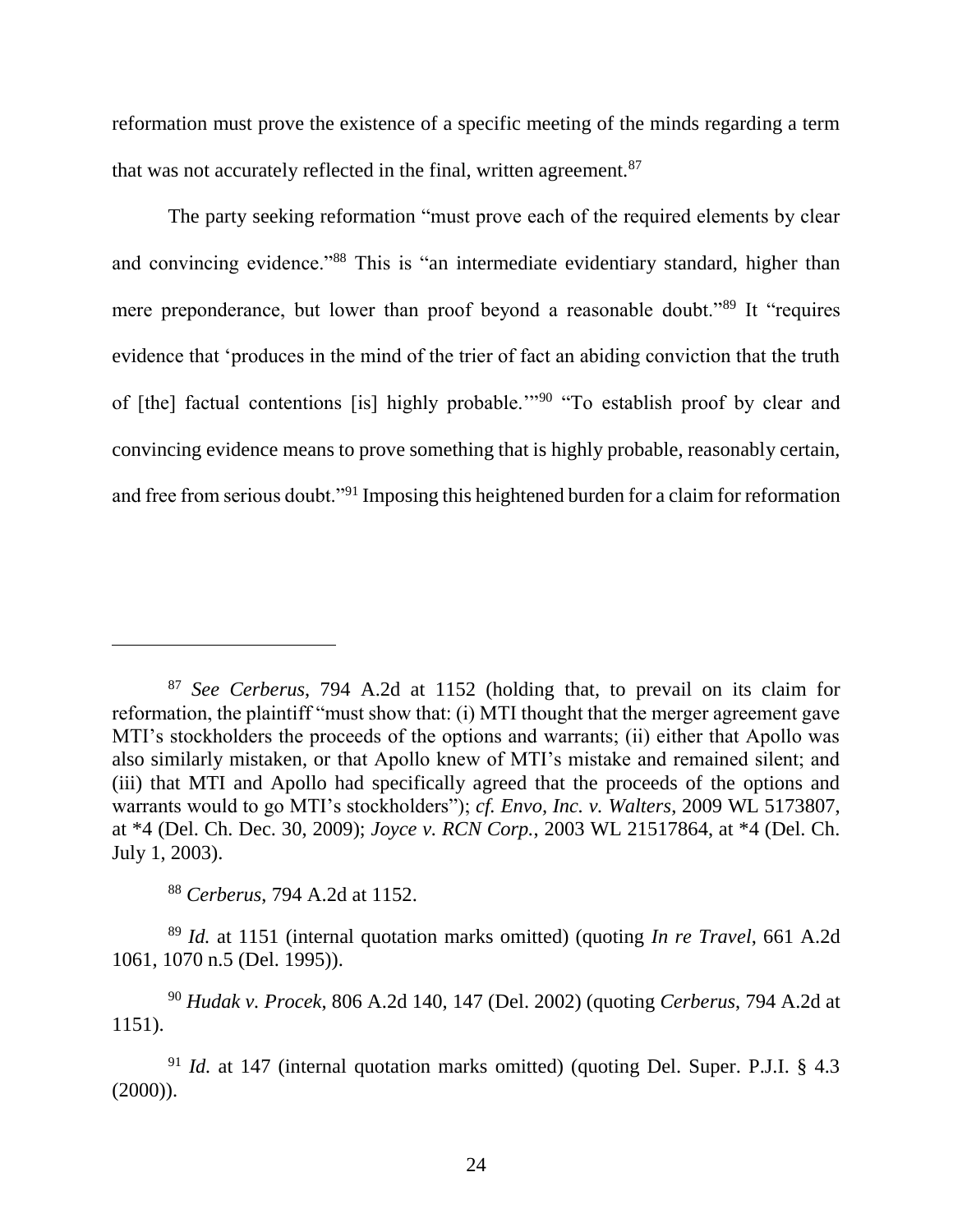reformation must prove the existence of a specific meeting of the minds regarding a term that was not accurately reflected in the final, written agreement.[87]

The party seeking reformation "must prove each of the required elements by clear and convincing evidence."[88] This is "an intermediate evidentiary standard, higher than mere preponderance, but lower than proof beyond a reasonable doubt."[89] It "requires evidence that 'produces in the mind of the trier of fact an abiding conviction that the truth of [the] factual contentions [is] highly probable.'"[90] "To establish proof by clear and convincing evidence means to prove something that is highly probable, reasonably certain, and free from serious doubt."[91] Imposing this heightened burden for a claim for reformation

---

[87] *See Cerberus*, 794 A.2d at 1152 (holding that, to prevail on its claim for reformation, the plaintiff "must show that: (i) MTI thought that the merger agreement gave MTI's stockholders the proceeds of the options and warrants; (ii) either that Apollo was also similarly mistaken, or that Apollo knew of MTI's mistake and remained silent; and (iii) that MTI and Apollo had specifically agreed that the proceeds of the options and warrants would to go MTI's stockholders"); *cf. Envo, Inc. v. Walters*, 2009 WL 5173807, at *4 (Del. Ch. Dec. 30, 2009); *Joyce v. RCN Corp.*, 2003 WL 21517864, at *4 (Del. Ch. July 1, 2003).

[88] *Cerberus*, 794 A.2d at 1152.

[89] *Id.* at 1151 (internal quotation marks omitted) (quoting *In re Travel*, 661 A.2d 1061, 1070 n.5 (Del. 1995)).

[90] *Hudak v. Procek*, 806 A.2d 140, 147 (Del. 2002) (quoting *Cerberus*, 794 A.2d at 1151).

[91] *Id.* at 147 (internal quotation marks omitted) (quoting Del. Super. P.J.I. § 4.3 (2000)).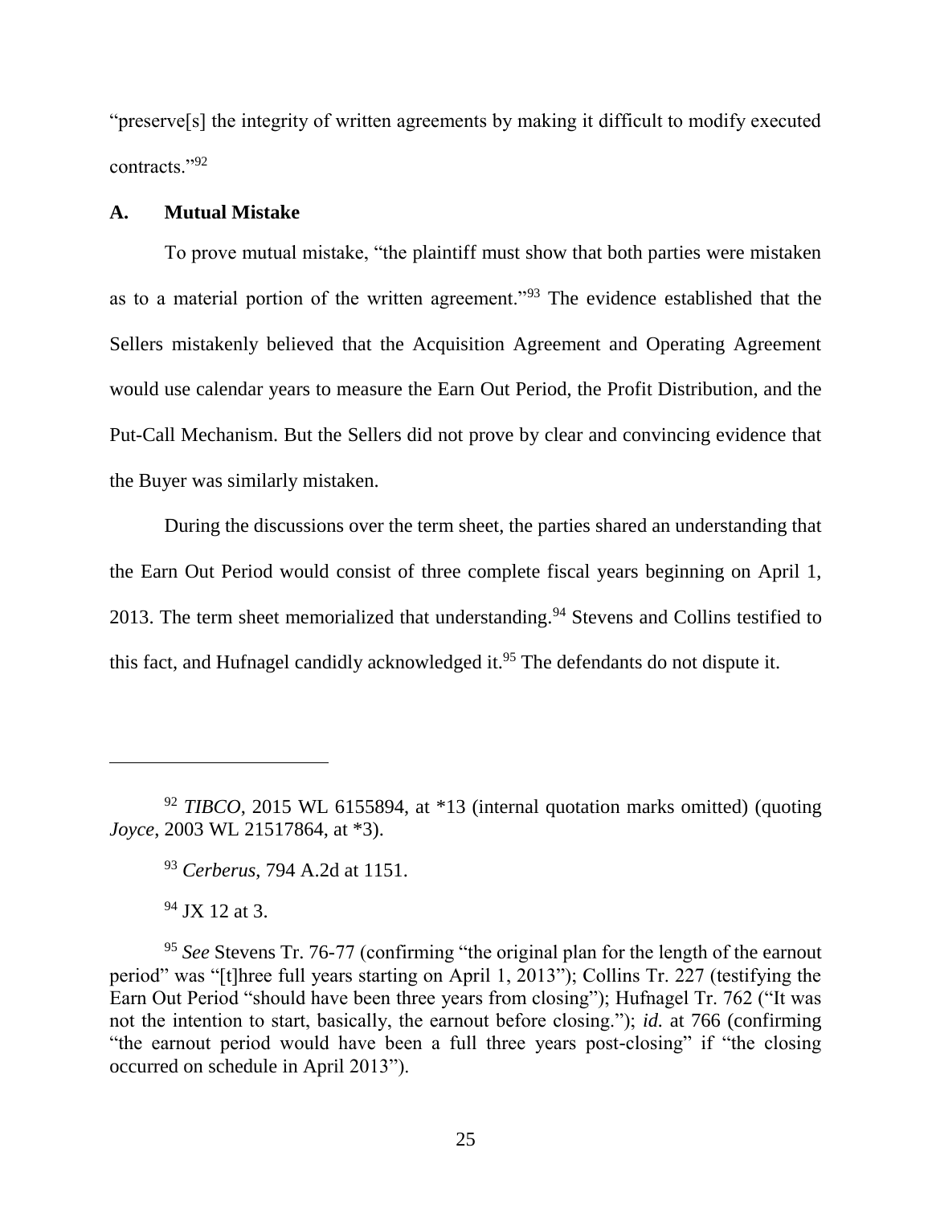"preserve[s] the integrity of written agreements by making it difficult to modify executed contracts."[92]

### A. Mutual Mistake

To prove mutual mistake, "the plaintiff must show that both parties were mistaken as to a material portion of the written agreement."[93] The evidence established that the Sellers mistakenly believed that the Acquisition Agreement and Operating Agreement would use calendar years to measure the Earn Out Period, the Profit Distribution, and the Put-Call Mechanism. But the Sellers did not prove by clear and convincing evidence that the Buyer was similarly mistaken.

During the discussions over the term sheet, the parties shared an understanding that the Earn Out Period would consist of three complete fiscal years beginning on April 1, 2013. The term sheet memorialized that understanding.[94] Stevens and Collins testified to this fact, and Hufnagel candidly acknowledged it.[95] The defendants do not dispute it.

---

[92] *TIBCO*, 2015 WL 6155894, at *13 (internal quotation marks omitted) (quoting *Joyce*, 2003 WL 21517864, at *3).

[93] *Cerberus*, 794 A.2d at 1151.

[94] JX 12 at 3.

[95] *See* Stevens Tr. 76-77 (confirming "the original plan for the length of the earnout period" was "[t]hree full years starting on April 1, 2013"); Collins Tr. 227 (testifying the Earn Out Period "should have been three years from closing"); Hufnagel Tr. 762 ("It was not the intention to start, basically, the earnout before closing."); *id.* at 766 (confirming "the earnout period would have been a full three years post-closing" if "the closing occurred on schedule in April 2013").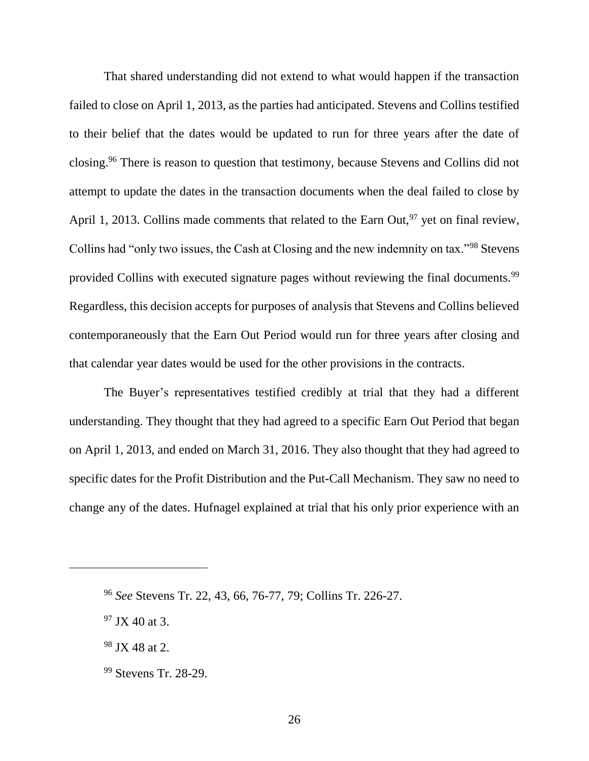That shared understanding did not extend to what would happen if the transaction failed to close on April 1, 2013, as the parties had anticipated. Stevens and Collins testified to their belief that the dates would be updated to run for three years after the date of closing.[96] There is reason to question that testimony, because Stevens and Collins did not attempt to update the dates in the transaction documents when the deal failed to close by April 1, 2013. Collins made comments that related to the Earn Out,[97] yet on final review, Collins had "only two issues, the Cash at Closing and the new indemnity on tax."[98] Stevens provided Collins with executed signature pages without reviewing the final documents.[99] Regardless, this decision accepts for purposes of analysis that Stevens and Collins believed contemporaneously that the Earn Out Period would run for three years after closing and that calendar year dates would be used for the other provisions in the contracts.

The Buyer's representatives testified credibly at trial that they had a different understanding. They thought that they had agreed to a specific Earn Out Period that began on April 1, 2013, and ended on March 31, 2016. They also thought that they had agreed to specific dates for the Profit Distribution and the Put-Call Mechanism. They saw no need to change any of the dates. Hufnagel explained at trial that his only prior experience with an

---

[96] *See* Stevens Tr. 22, 43, 66, 76-77, 79; Collins Tr. 226-27.

[97] JX 40 at 3.

[98] JX 48 at 2.

[99] Stevens Tr. 28-29.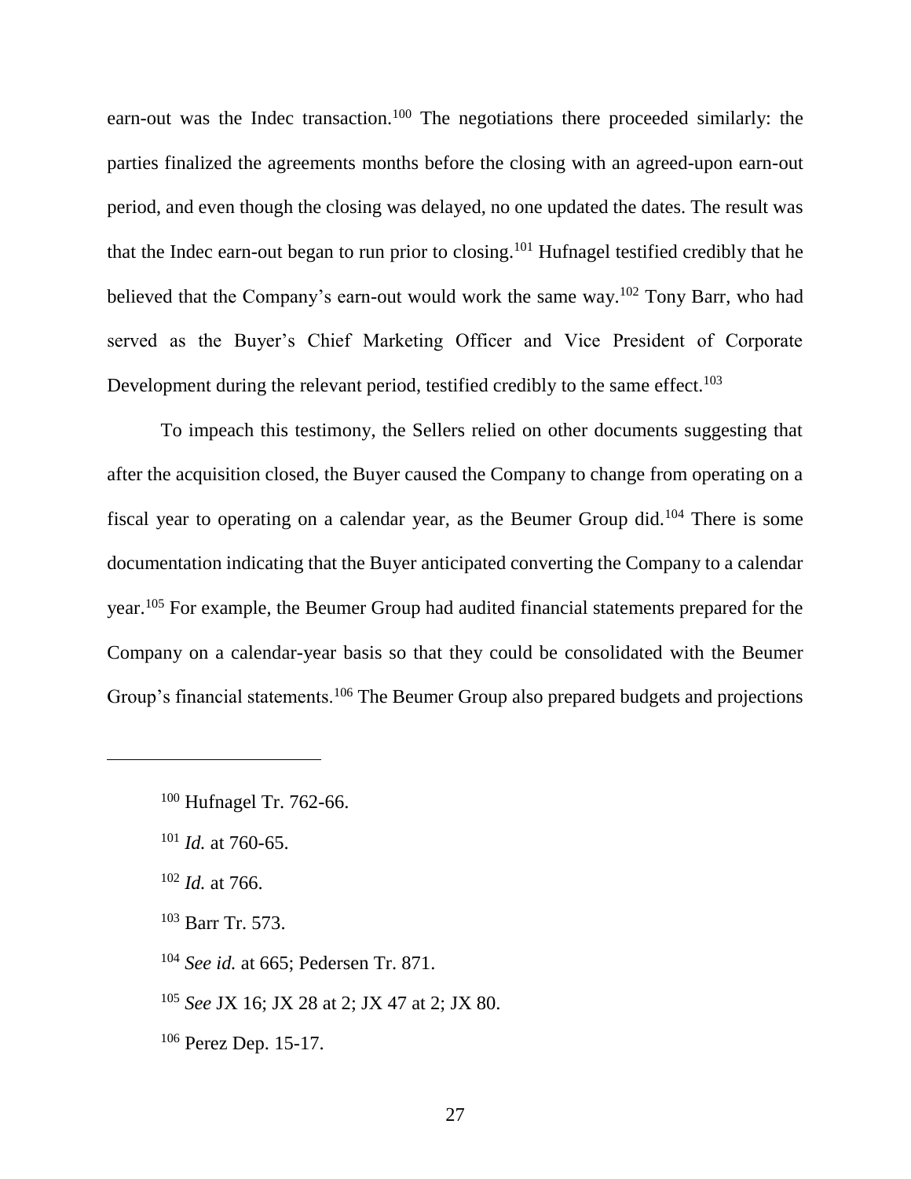earn-out was the Indec transaction.[100] The negotiations there proceeded similarly: the parties finalized the agreements months before the closing with an agreed-upon earn-out period, and even though the closing was delayed, no one updated the dates. The result was that the Indec earn-out began to run prior to closing.[101] Hufnagel testified credibly that he believed that the Company's earn-out would work the same way.[102] Tony Barr, who had served as the Buyer's Chief Marketing Officer and Vice President of Corporate Development during the relevant period, testified credibly to the same effect.[103]

To impeach this testimony, the Sellers relied on other documents suggesting that after the acquisition closed, the Buyer caused the Company to change from operating on a fiscal year to operating on a calendar year, as the Beumer Group did.[104] There is some documentation indicating that the Buyer anticipated converting the Company to a calendar year.[105] For example, the Beumer Group had audited financial statements prepared for the Company on a calendar-year basis so that they could be consolidated with the Beumer Group's financial statements.[106] The Beumer Group also prepared budgets and projections

---

[100] Hufnagel Tr. 762-66.

[101] *Id.* at 760-65.

[102] *Id.* at 766.

[103] Barr Tr. 573.

[104] *See id.* at 665; Pedersen Tr. 871.

[105] *See* JX 16; JX 28 at 2; JX 47 at 2; JX 80.

[106] Perez Dep. 15-17.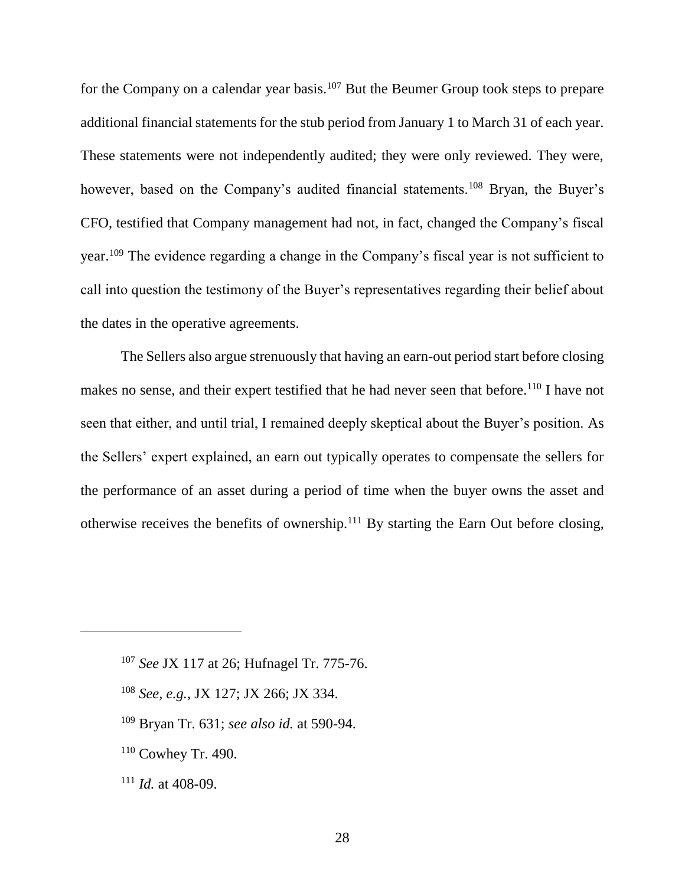for the Company on a calendar year basis.[107] But the Beumer Group took steps to prepare additional financial statements for the stub period from January 1 to March 31 of each year. These statements were not independently audited; they were only reviewed. They were, however, based on the Company's audited financial statements.[108] Bryan, the Buyer's CFO, testified that Company management had not, in fact, changed the Company's fiscal year.[109] The evidence regarding a change in the Company's fiscal year is not sufficient to call into question the testimony of the Buyer's representatives regarding their belief about the dates in the operative agreements.

The Sellers also argue strenuously that having an earn-out period start before closing makes no sense, and their expert testified that he had never seen that before.[110] I have not seen that either, and until trial, I remained deeply skeptical about the Buyer's position. As the Sellers' expert explained, an earn out typically operates to compensate the sellers for the performance of an asset during a period of time when the buyer owns the asset and otherwise receives the benefits of ownership.[111] By starting the Earn Out before closing,

---

[107] *See* JX 117 at 26; Hufnagel Tr. 775-76.

[108] *See, e.g.*, JX 127; JX 266; JX 334.

[109] Bryan Tr. 631; *see also id.* at 590-94.

[110] Cowhey Tr. 490.

[111] *Id.* at 408-09.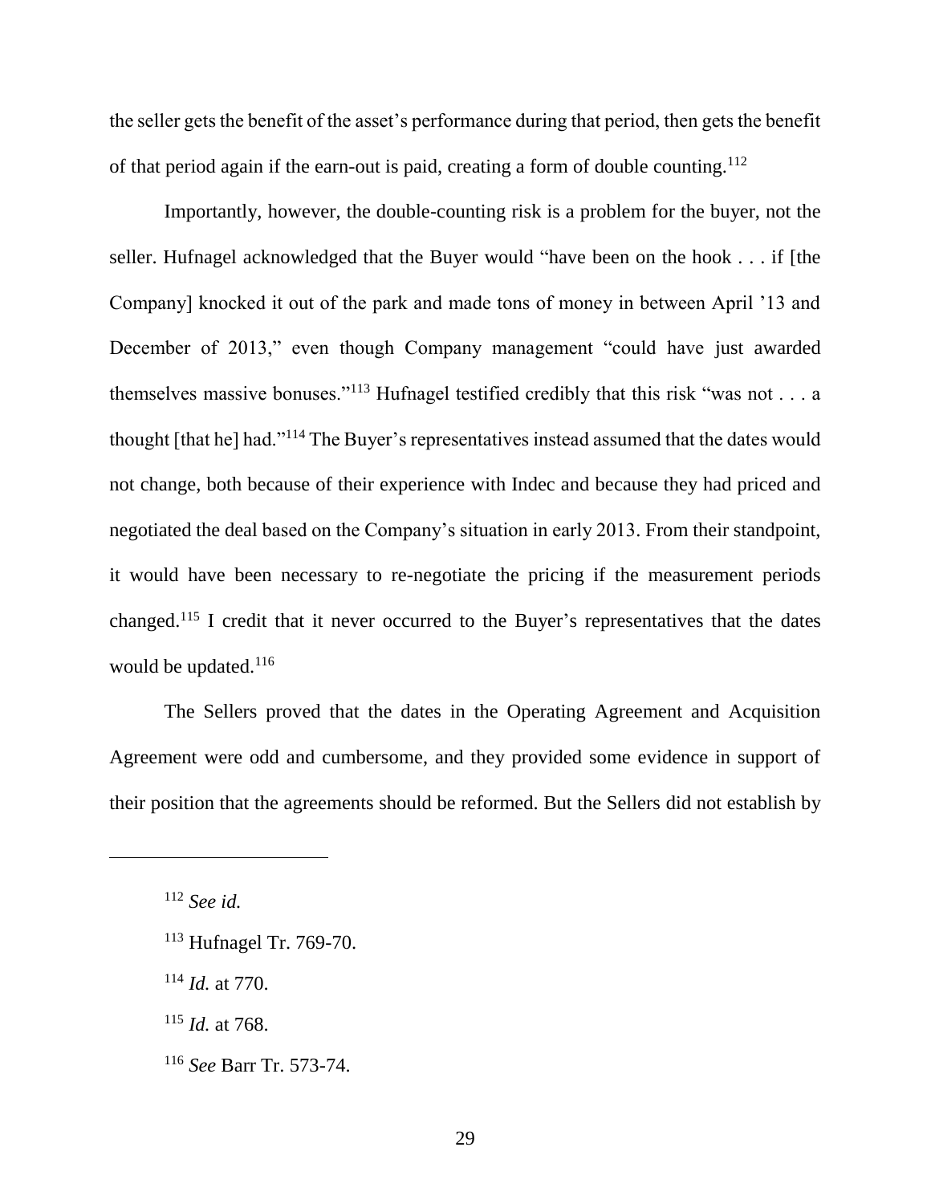the seller gets the benefit of the asset's performance during that period, then gets the benefit of that period again if the earn-out is paid, creating a form of double counting.[112]

Importantly, however, the double-counting risk is a problem for the buyer, not the seller. Hufnagel acknowledged that the Buyer would "have been on the hook . . . if [the Company] knocked it out of the park and made tons of money in between April '13 and December of 2013," even though Company management "could have just awarded themselves massive bonuses."[113] Hufnagel testified credibly that this risk "was not . . . a thought [that he] had."[114] The Buyer's representatives instead assumed that the dates would not change, both because of their experience with Indec and because they had priced and negotiated the deal based on the Company's situation in early 2013. From their standpoint, it would have been necessary to re-negotiate the pricing if the measurement periods changed.[115] I credit that it never occurred to the Buyer's representatives that the dates would be updated.[116]

The Sellers proved that the dates in the Operating Agreement and Acquisition Agreement were odd and cumbersome, and they provided some evidence in support of their position that the agreements should be reformed. But the Sellers did not establish by

---

[112] *See id.*

[113] Hufnagel Tr. 769-70.

[114] *Id.* at 770.

[115] *Id.* at 768.

[116] *See* Barr Tr. 573-74.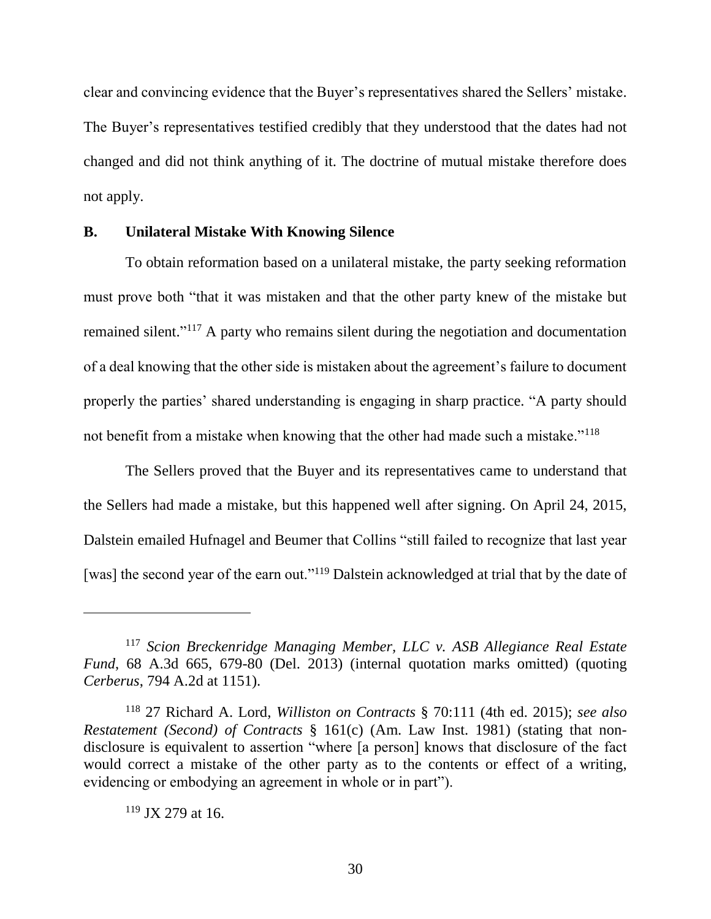clear and convincing evidence that the Buyer's representatives shared the Sellers' mistake. The Buyer's representatives testified credibly that they understood that the dates had not changed and did not think anything of it. The doctrine of mutual mistake therefore does not apply.

### B. Unilateral Mistake With Knowing Silence

To obtain reformation based on a unilateral mistake, the party seeking reformation must prove both "that it was mistaken and that the other party knew of the mistake but remained silent."[117] A party who remains silent during the negotiation and documentation of a deal knowing that the other side is mistaken about the agreement's failure to document properly the parties' shared understanding is engaging in sharp practice. "A party should not benefit from a mistake when knowing that the other had made such a mistake."[118]

The Sellers proved that the Buyer and its representatives came to understand that the Sellers had made a mistake, but this happened well after signing. On April 24, 2015, Dalstein emailed Hufnagel and Beumer that Collins "still failed to recognize that last year [was] the second year of the earn out."[119] Dalstein acknowledged at trial that by the date of

---

[117] *Scion Breckenridge Managing Member, LLC v. ASB Allegiance Real Estate Fund*, 68 A.3d 665, 679-80 (Del. 2013) (internal quotation marks omitted) (quoting *Cerberus*, 794 A.2d at 1151).

[118] 27 Richard A. Lord, *Williston on Contracts* § 70:111 (4th ed. 2015); *see also Restatement (Second) of Contracts* § 161(c) (Am. Law Inst. 1981) (stating that non-disclosure is equivalent to assertion "where [a person] knows that disclosure of the fact would correct a mistake of the other party as to the contents or effect of a writing, evidencing or embodying an agreement in whole or in part").

[119] JX 279 at 16.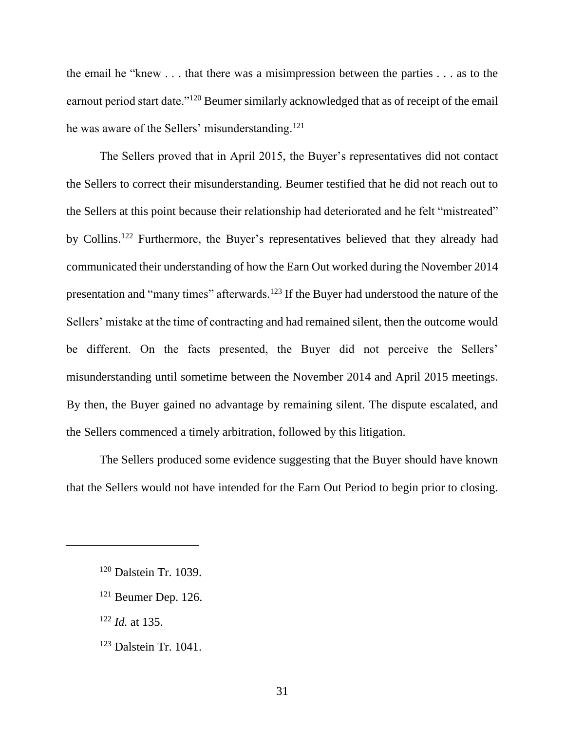the email he "knew . . . that there was a misimpression between the parties . . . as to the earnout period start date."[120] Beumer similarly acknowledged that as of receipt of the email he was aware of the Sellers' misunderstanding.[121]

The Sellers proved that in April 2015, the Buyer's representatives did not contact the Sellers to correct their misunderstanding. Beumer testified that he did not reach out to the Sellers at this point because their relationship had deteriorated and he felt "mistreated" by Collins.[122] Furthermore, the Buyer's representatives believed that they already had communicated their understanding of how the Earn Out worked during the November 2014 presentation and "many times" afterwards.[123] If the Buyer had understood the nature of the Sellers' mistake at the time of contracting and had remained silent, then the outcome would be different. On the facts presented, the Buyer did not perceive the Sellers' misunderstanding until sometime between the November 2014 and April 2015 meetings. By then, the Buyer gained no advantage by remaining silent. The dispute escalated, and the Sellers commenced a timely arbitration, followed by this litigation.

The Sellers produced some evidence suggesting that the Buyer should have known that the Sellers would not have intended for the Earn Out Period to begin prior to closing.

---

[120] Dalstein Tr. 1039.

[121] Beumer Dep. 126.

[122] *Id.* at 135.

[123] Dalstein Tr. 1041.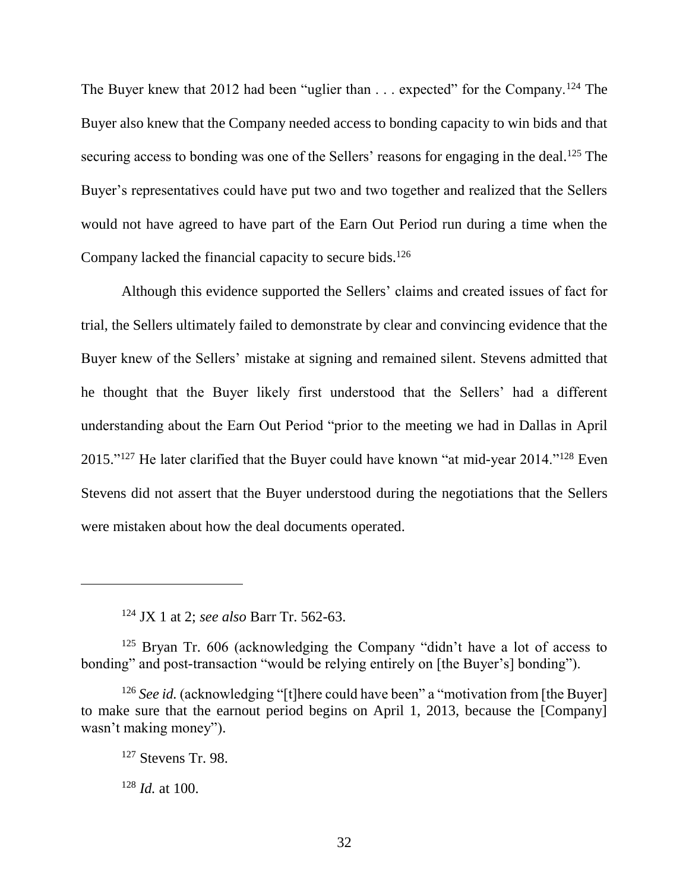The Buyer knew that 2012 had been "uglier than . . . expected" for the Company.[124] The Buyer also knew that the Company needed access to bonding capacity to win bids and that securing access to bonding was one of the Sellers' reasons for engaging in the deal.[125] The Buyer's representatives could have put two and two together and realized that the Sellers would not have agreed to have part of the Earn Out Period run during a time when the Company lacked the financial capacity to secure bids.[126]

Although this evidence supported the Sellers' claims and created issues of fact for trial, the Sellers ultimately failed to demonstrate by clear and convincing evidence that the Buyer knew of the Sellers' mistake at signing and remained silent. Stevens admitted that he thought that the Buyer likely first understood that the Sellers' had a different understanding about the Earn Out Period "prior to the meeting we had in Dallas in April 2015."[127] He later clarified that the Buyer could have known "at mid-year 2014."[128] Even Stevens did not assert that the Buyer understood during the negotiations that the Sellers were mistaken about how the deal documents operated.

---

[124] JX 1 at 2; *see also* Barr Tr. 562-63.

[125] Bryan Tr. 606 (acknowledging the Company "didn't have a lot of access to bonding" and post-transaction "would be relying entirely on [the Buyer's] bonding").

[126] *See id.* (acknowledging "[t]here could have been" a "motivation from [the Buyer] to make sure that the earnout period begins on April 1, 2013, because the [Company] wasn't making money").

[127] Stevens Tr. 98.

[128] *Id.* at 100.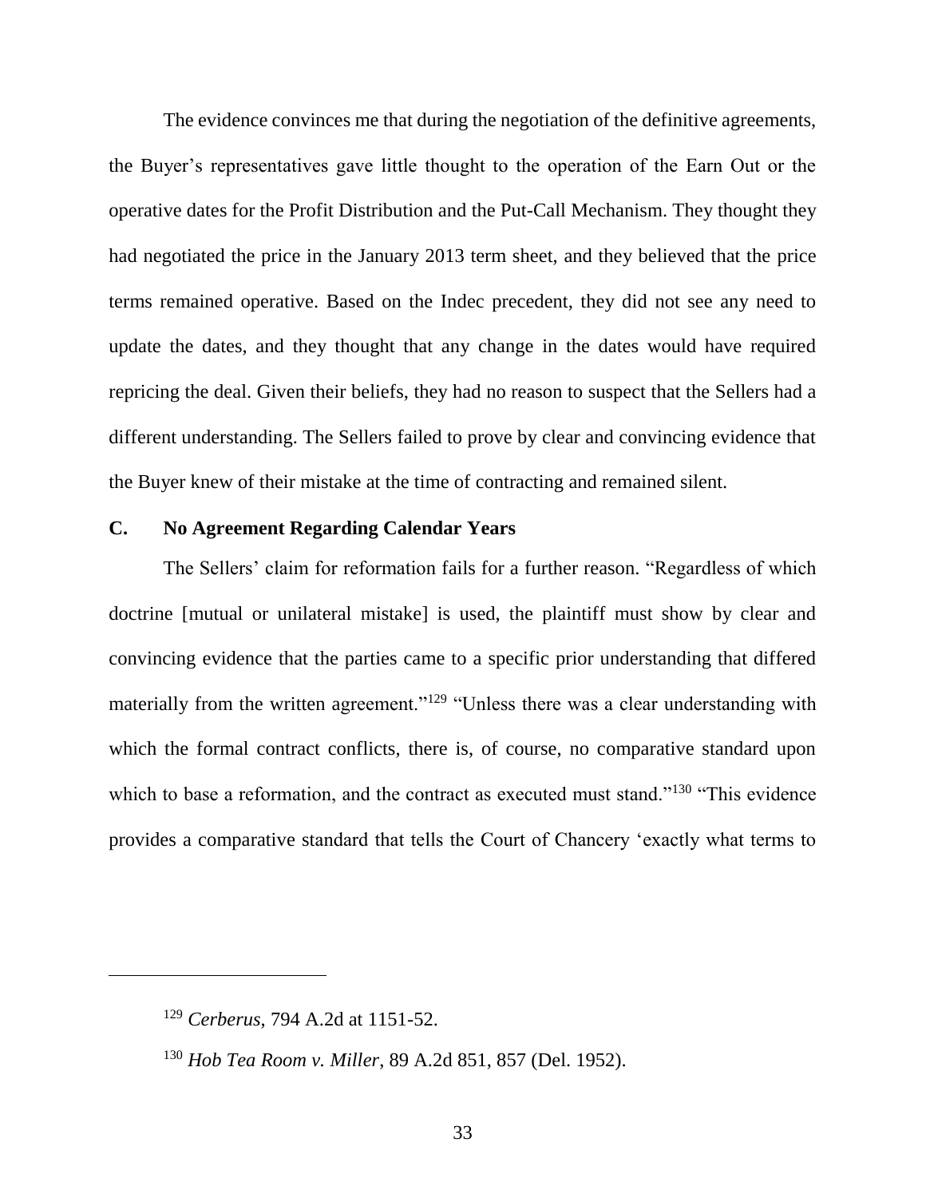The evidence convinces me that during the negotiation of the definitive agreements, the Buyer's representatives gave little thought to the operation of the Earn Out or the operative dates for the Profit Distribution and the Put-Call Mechanism. They thought they had negotiated the price in the January 2013 term sheet, and they believed that the price terms remained operative. Based on the Indec precedent, they did not see any need to update the dates, and they thought that any change in the dates would have required repricing the deal. Given their beliefs, they had no reason to suspect that the Sellers had a different understanding. The Sellers failed to prove by clear and convincing evidence that the Buyer knew of their mistake at the time of contracting and remained silent.

## C. No Agreement Regarding Calendar Years

The Sellers' claim for reformation fails for a further reason. "Regardless of which doctrine [mutual or unilateral mistake] is used, the plaintiff must show by clear and convincing evidence that the parties came to a specific prior understanding that differed materially from the written agreement."[129] "Unless there was a clear understanding with which the formal contract conflicts, there is, of course, no comparative standard upon which to base a reformation, and the contract as executed must stand."[130] "This evidence provides a comparative standard that tells the Court of Chancery 'exactly what terms to

---

[129] *Cerberus*, 794 A.2d at 1151-52.

[130] *Hob Tea Room v. Miller*, 89 A.2d 851, 857 (Del. 1952).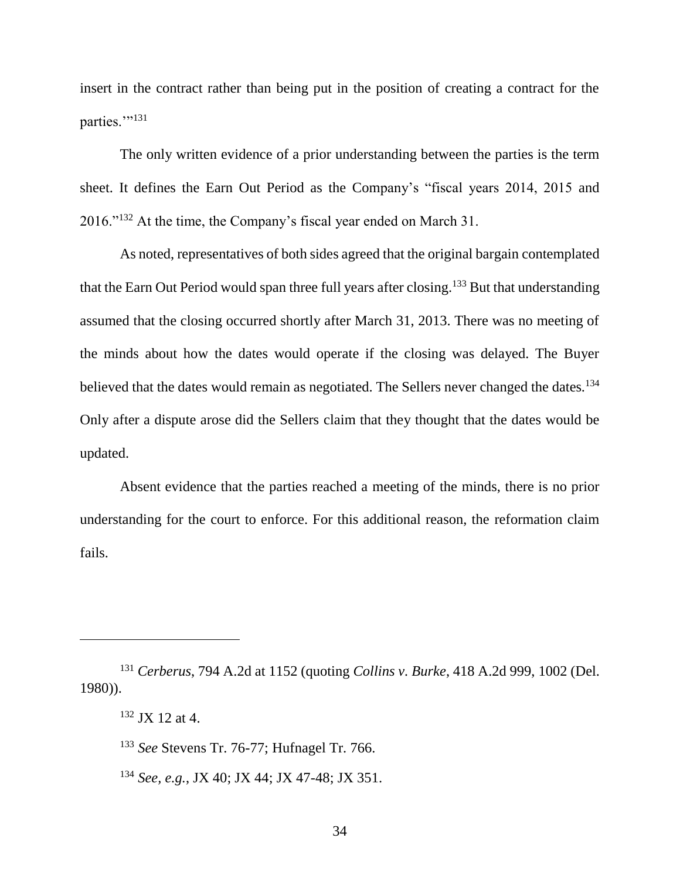insert in the contract rather than being put in the position of creating a contract for the parties.'"[131]

The only written evidence of a prior understanding between the parties is the term sheet. It defines the Earn Out Period as the Company's "fiscal years 2014, 2015 and 2016."[132] At the time, the Company's fiscal year ended on March 31.

As noted, representatives of both sides agreed that the original bargain contemplated that the Earn Out Period would span three full years after closing.[133] But that understanding assumed that the closing occurred shortly after March 31, 2013. There was no meeting of the minds about how the dates would operate if the closing was delayed. The Buyer believed that the dates would remain as negotiated. The Sellers never changed the dates.[134] Only after a dispute arose did the Sellers claim that they thought that the dates would be updated.

Absent evidence that the parties reached a meeting of the minds, there is no prior understanding for the court to enforce. For this additional reason, the reformation claim fails.

---

[131] *Cerberus*, 794 A.2d at 1152 (quoting *Collins v. Burke*, 418 A.2d 999, 1002 (Del. 1980)).

[132] JX 12 at 4.

[133] *See* Stevens Tr. 76-77; Hufnagel Tr. 766.

[134] *See, e.g.*, JX 40; JX 44; JX 47-48; JX 351.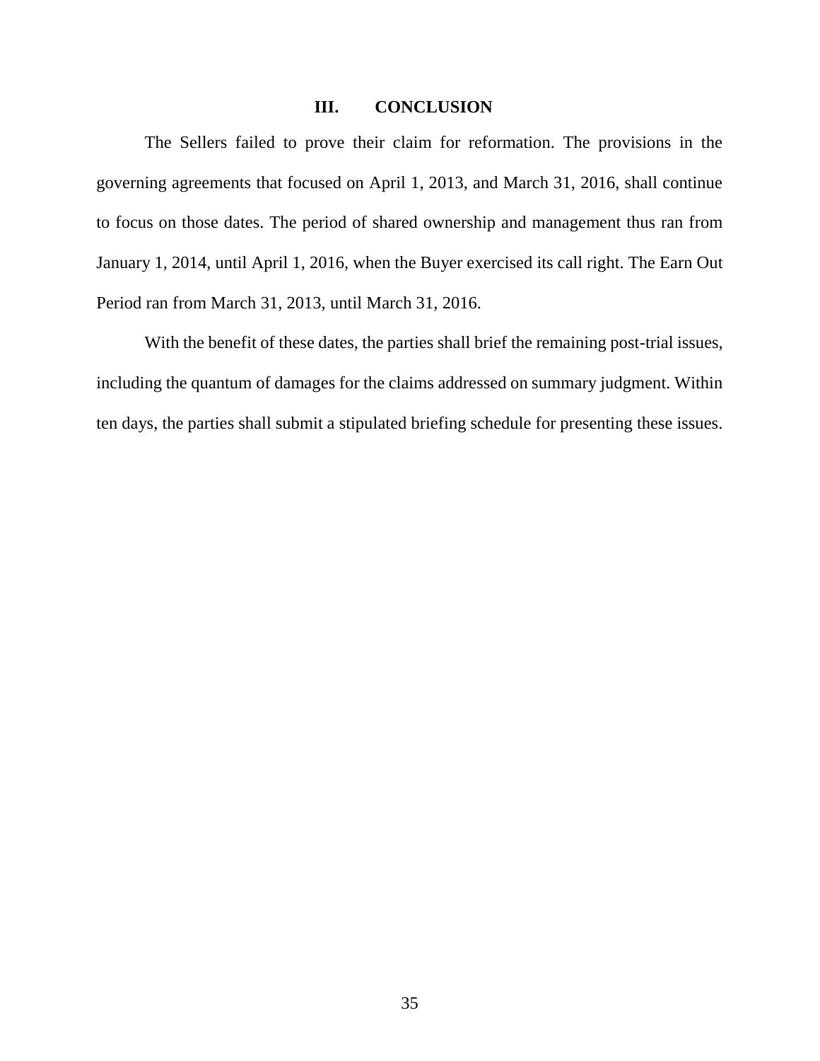## III. CONCLUSION

The Sellers failed to prove their claim for reformation. The provisions in the governing agreements that focused on April 1, 2013, and March 31, 2016, shall continue to focus on those dates. The period of shared ownership and management thus ran from January 1, 2014, until April 1, 2016, when the Buyer exercised its call right. The Earn Out Period ran from March 31, 2013, until March 31, 2016.

With the benefit of these dates, the parties shall brief the remaining post-trial issues, including the quantum of damages for the claims addressed on summary judgment. Within ten days, the parties shall submit a stipulated briefing schedule for presenting these issues.